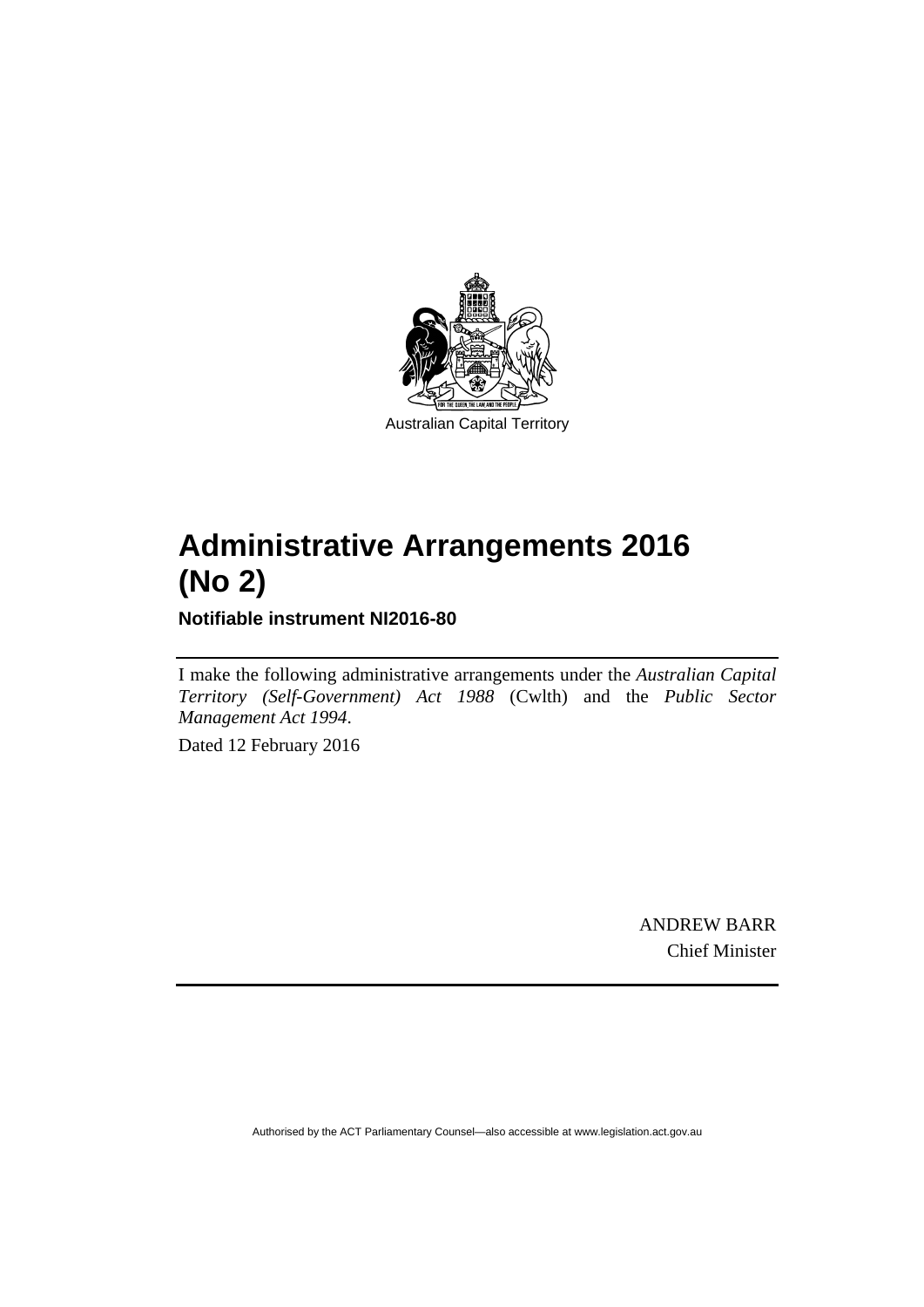Australian Capital Territory

# Administrative Arrangements 2016 (No 2)

**Notifiable instrument NI2016-80**

I make the following administrative arrangements under the *Australian Capital Territory (Self-Government) Act 1988* (Cwlth) and the *Public Sector Management Act 1994*.

Dated 12 February 2016

ANDREW BARR
Chief Minister

Authorised by the ACT Parliamentary Counsel—also accessible at www.legislation.act.gov.au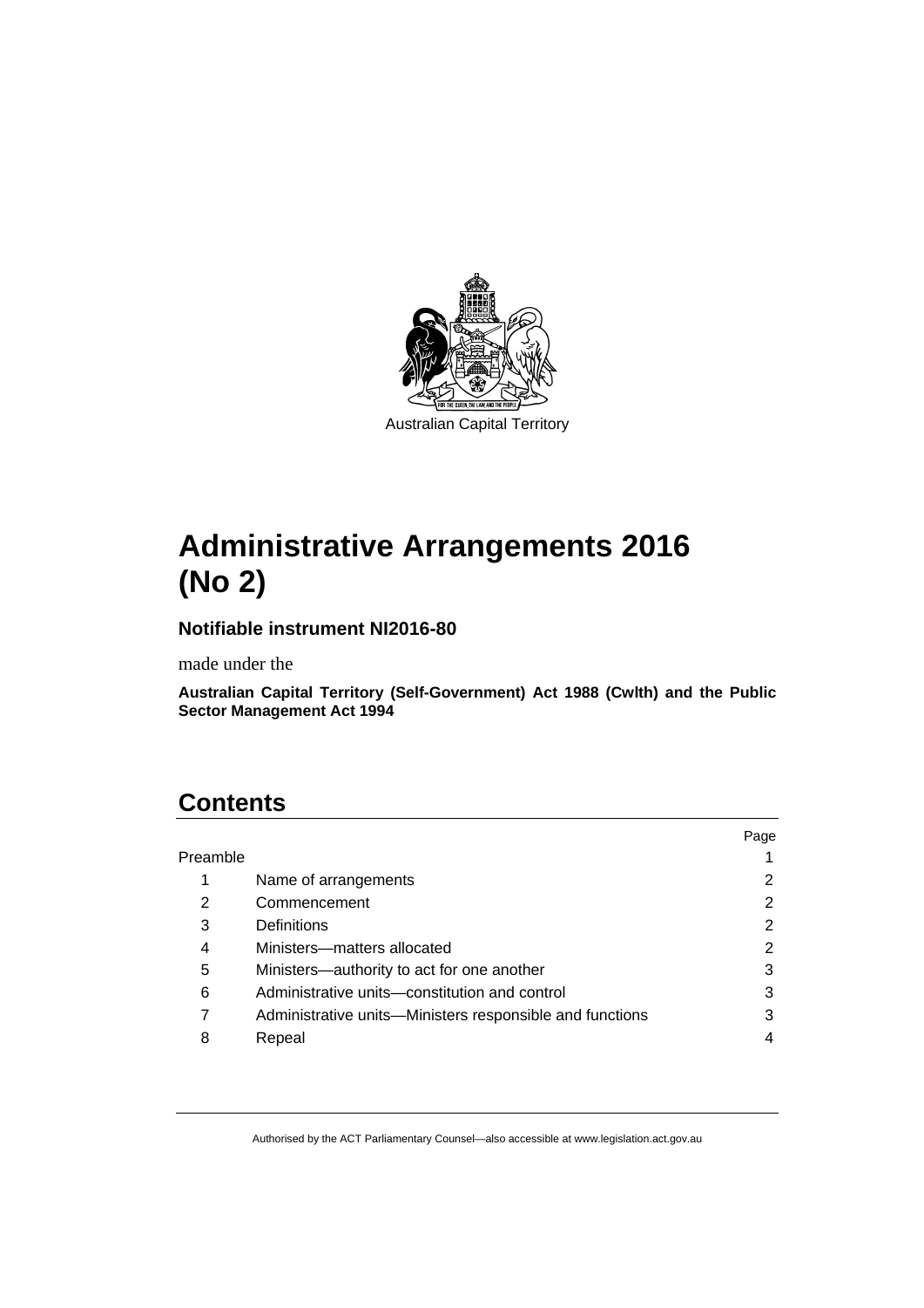Australian Capital Territory

# Administrative Arrangements 2016 (No 2)

### Notifiable instrument NI2016-80

made under the

**Australian Capital Territory (Self-Government) Act 1988 (Cwlth) and the Public Sector Management Act 1994**

## Contents

| | | Page |
|---|---|---|
| Preamble | | 1 |
| 1 | Name of arrangements | 2 |
| 2 | Commencement | 2 |
| 3 | Definitions | 2 |
| 4 | Ministers—matters allocated | 2 |
| 5 | Ministers—authority to act for one another | 3 |
| 6 | Administrative units—constitution and control | 3 |
| 7 | Administrative units—Ministers responsible and functions | 3 |
| 8 | Repeal | 4 |

Authorised by the ACT Parliamentary Counsel—also accessible at www.legislation.act.gov.au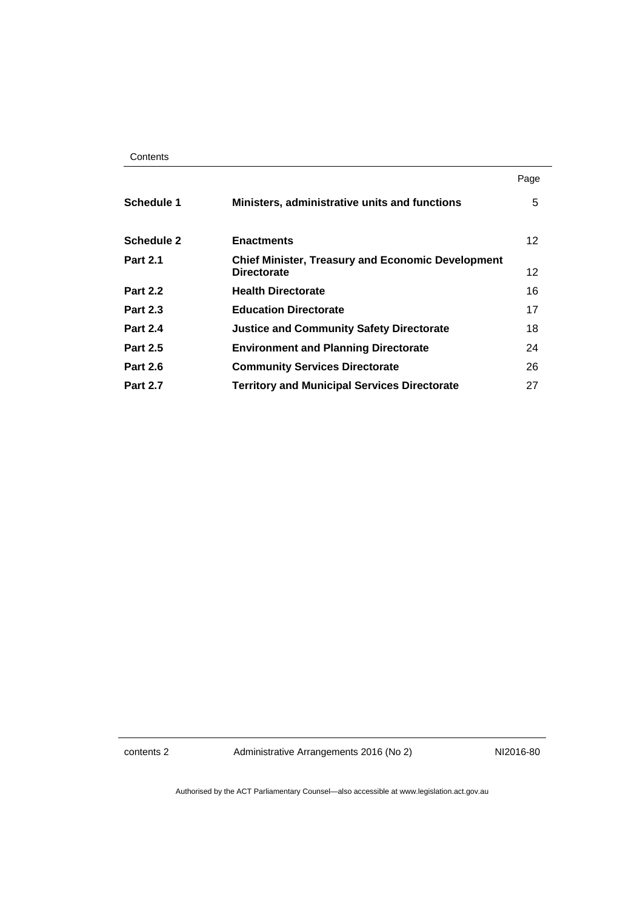| | | Page |
|---|---|---|
| **Schedule 1** | **Ministers, administrative units and functions** | 5 |
| **Schedule 2** | **Enactments** | 12 |
| **Part 2.1** | **Chief Minister, Treasury and Economic Development Directorate** | 12 |
| **Part 2.2** | **Health Directorate** | 16 |
| **Part 2.3** | **Education Directorate** | 17 |
| **Part 2.4** | **Justice and Community Safety Directorate** | 18 |
| **Part 2.5** | **Environment and Planning Directorate** | 24 |
| **Part 2.6** | **Community Services Directorate** | 26 |
| **Part 2.7** | **Territory and Municipal Services Directorate** | 27 |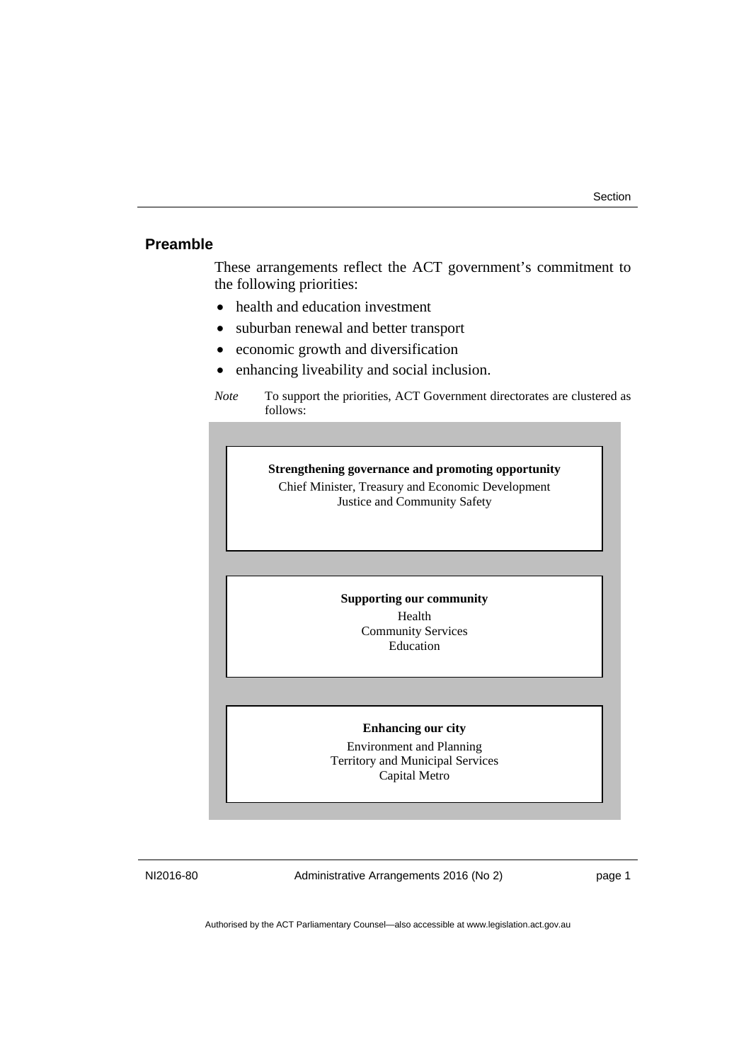## Preamble

These arrangements reflect the ACT government's commitment to the following priorities:

- health and education investment
- suburban renewal and better transport
- economic growth and diversification
- enhancing liveability and social inclusion.

*Note* To support the priorities, ACT Government directorates are clustered as follows:

**Strengthening governance and promoting opportunity**
Chief Minister, Treasury and Economic Development
Justice and Community Safety

**Supporting our community**
Health
Community Services
Education

**Enhancing our city**
Environment and Planning
Territory and Municipal Services
Capital Metro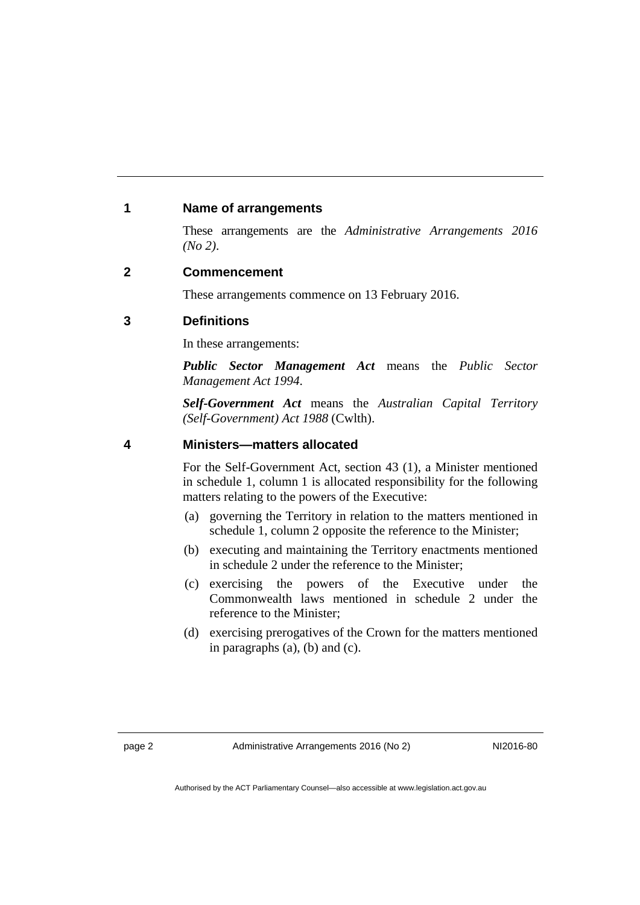## 1 Name of arrangements

These arrangements are the *Administrative Arrangements 2016 (No 2)*.

## 2 Commencement

These arrangements commence on 13 February 2016.

## 3 Definitions

In these arrangements:

***Public Sector Management Act*** means the *Public Sector Management Act 1994*.

***Self-Government Act*** means the *Australian Capital Territory (Self-Government) Act 1988* (Cwlth).

## 4 Ministers—matters allocated

For the Self-Government Act, section 43 (1), a Minister mentioned in schedule 1, column 1 is allocated responsibility for the following matters relating to the powers of the Executive:

(a) governing the Territory in relation to the matters mentioned in schedule 1, column 2 opposite the reference to the Minister;

(b) executing and maintaining the Territory enactments mentioned in schedule 2 under the reference to the Minister;

(c) exercising the powers of the Executive under the Commonwealth laws mentioned in schedule 2 under the reference to the Minister;

(d) exercising prerogatives of the Crown for the matters mentioned in paragraphs (a), (b) and (c).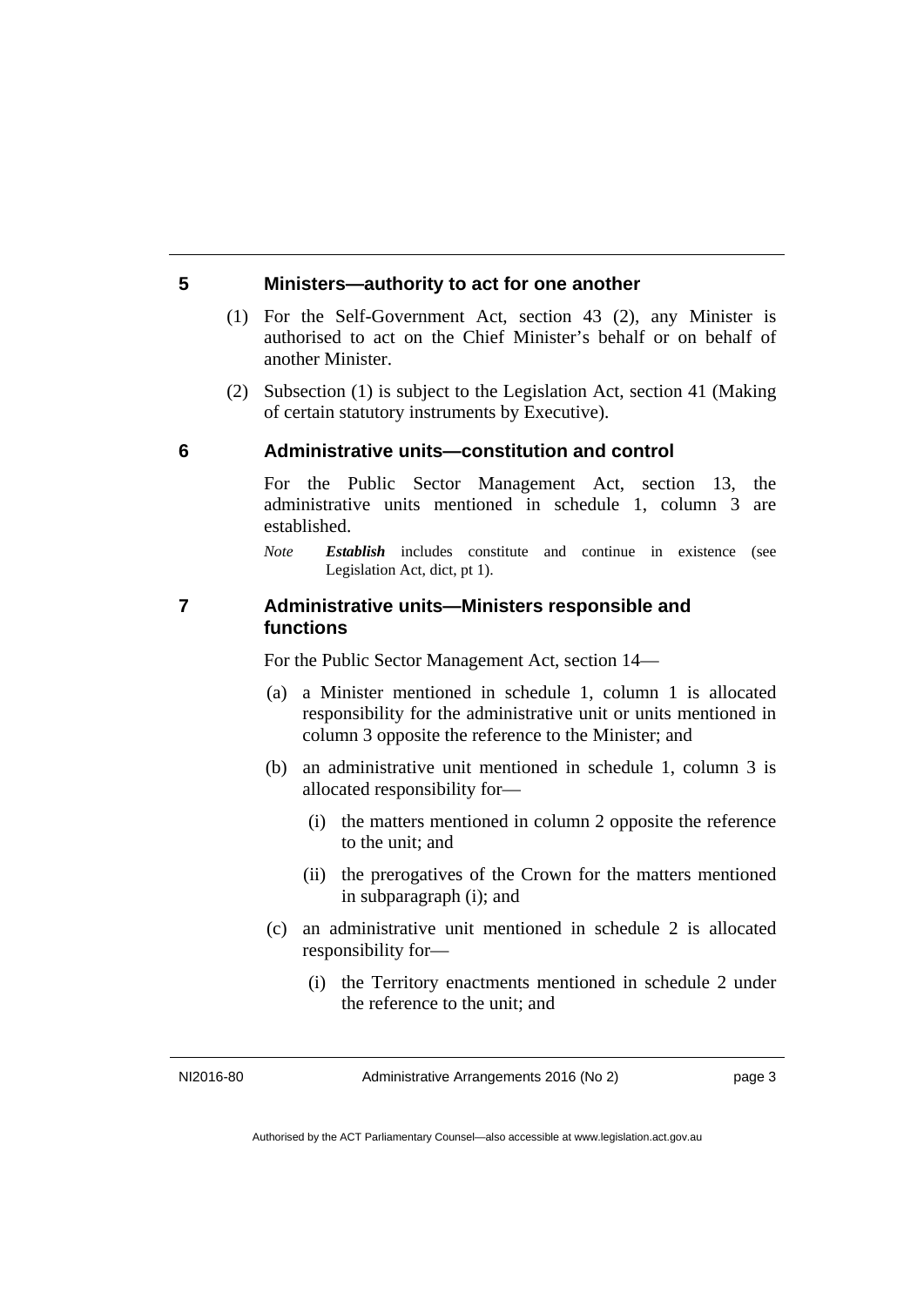## 5 Ministers—authority to act for one another

(1) For the Self-Government Act, section 43 (2), any Minister is authorised to act on the Chief Minister's behalf or on behalf of another Minister.

(2) Subsection (1) is subject to the Legislation Act, section 41 (Making of certain statutory instruments by Executive).

## 6 Administrative units—constitution and control

For the Public Sector Management Act, section 13, the administrative units mentioned in schedule 1, column 3 are established.

*Note* ***Establish*** includes constitute and continue in existence (see Legislation Act, dict, pt 1).

## 7 Administrative units—Ministers responsible and functions

For the Public Sector Management Act, section 14—

(a) a Minister mentioned in schedule 1, column 1 is allocated responsibility for the administrative unit or units mentioned in column 3 opposite the reference to the Minister; and

(b) an administrative unit mentioned in schedule 1, column 3 is allocated responsibility for—

  (i) the matters mentioned in column 2 opposite the reference to the unit; and

  (ii) the prerogatives of the Crown for the matters mentioned in subparagraph (i); and

(c) an administrative unit mentioned in schedule 2 is allocated responsibility for—

  (i) the Territory enactments mentioned in schedule 2 under the reference to the unit; and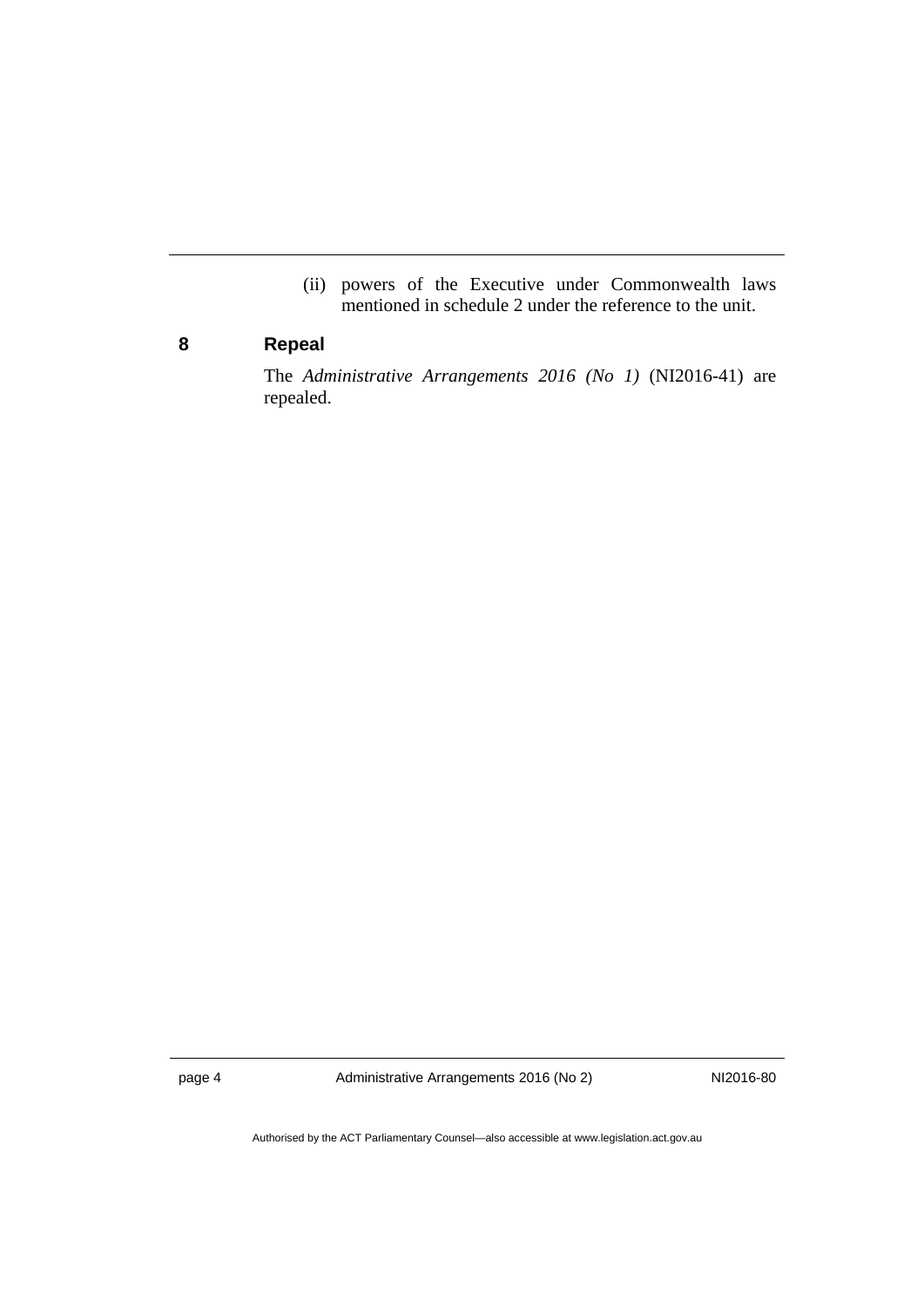(ii) powers of the Executive under Commonwealth laws mentioned in schedule 2 under the reference to the unit.

## 8 Repeal

The *Administrative Arrangements 2016 (No 1)* (NI2016-41) are repealed.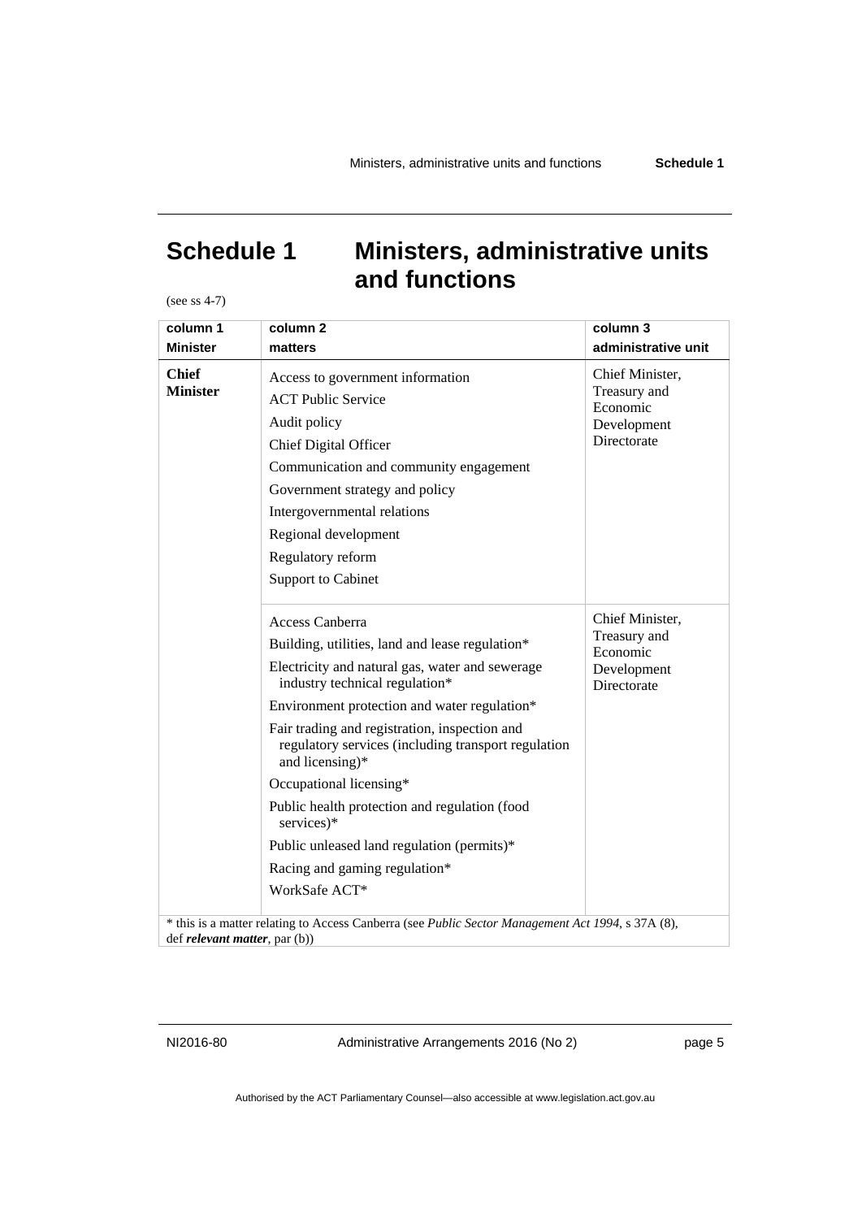# Schedule 1 Ministers, administrative units and functions

(see ss 4-7)

| column 1<br>Minister | column 2<br>matters | column 3<br>administrative unit |
|---|---|---|
| **Chief Minister** | Access to government information<br>ACT Public Service<br>Audit policy<br>Chief Digital Officer<br>Communication and community engagement<br>Government strategy and policy<br>Intergovernmental relations<br>Regional development<br>Regulatory reform<br>Support to Cabinet | Chief Minister, Treasury and Economic Development Directorate |
| | Access Canberra<br>Building, utilities, land and lease regulation*<br>Electricity and natural gas, water and sewerage industry technical regulation*<br>Environment protection and water regulation*<br>Fair trading and registration, inspection and regulatory services (including transport regulation and licensing)*<br>Occupational licensing*<br>Public health protection and regulation (food services)*<br>Public unleased land regulation (permits)*<br>Racing and gaming regulation*<br>WorkSafe ACT* | Chief Minister, Treasury and Economic Development Directorate |

\* this is a matter relating to Access Canberra (see *Public Sector Management Act 1994*, s 37A (8), def ***relevant matter***, par (b))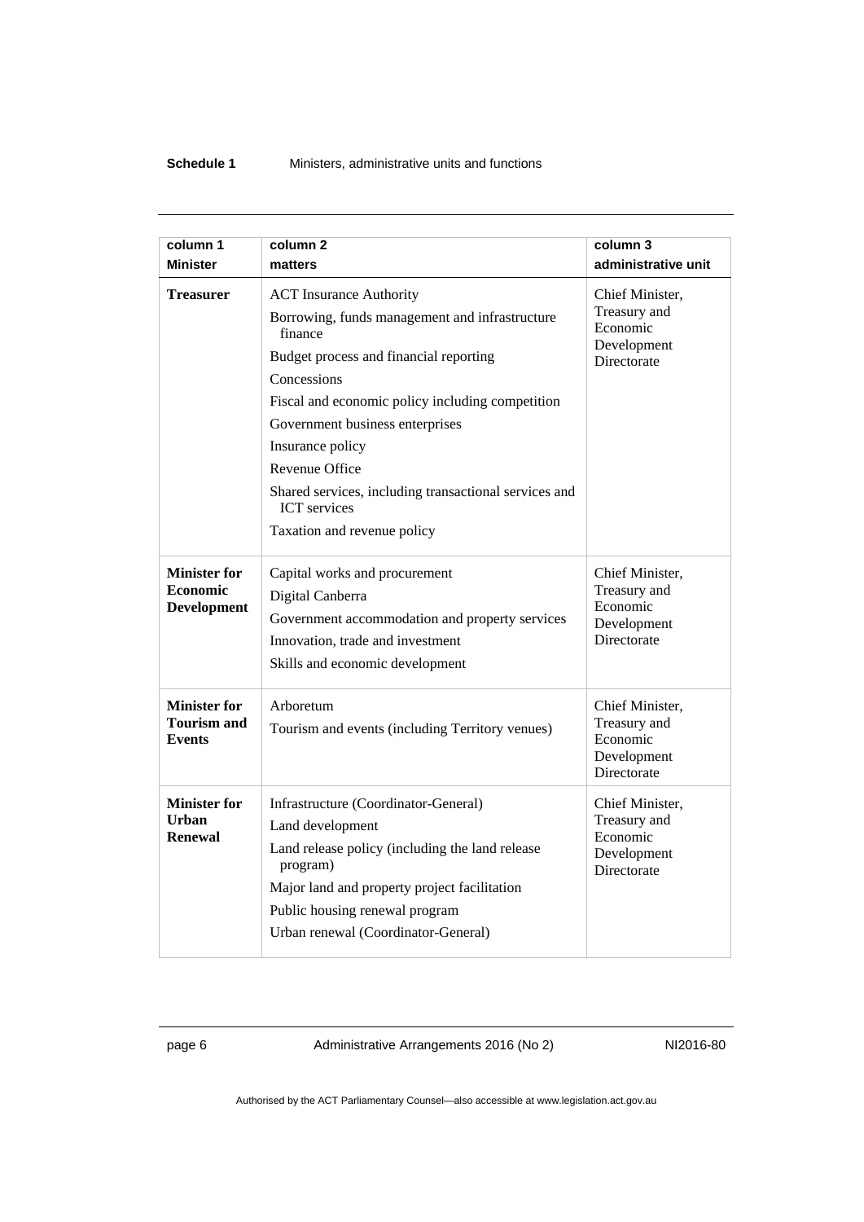| column 1<br>Minister | column 2<br>matters | column 3<br>administrative unit |
|---|---|---|
| **Treasurer** | ACT Insurance Authority<br>Borrowing, funds management and infrastructure finance<br>Budget process and financial reporting<br>Concessions<br>Fiscal and economic policy including competition<br>Government business enterprises<br>Insurance policy<br>Revenue Office<br>Shared services, including transactional services and ICT services<br>Taxation and revenue policy | Chief Minister, Treasury and Economic Development Directorate |
| **Minister for Economic Development** | Capital works and procurement<br>Digital Canberra<br>Government accommodation and property services<br>Innovation, trade and investment<br>Skills and economic development | Chief Minister, Treasury and Economic Development Directorate |
| **Minister for Tourism and Events** | Arboretum<br>Tourism and events (including Territory venues) | Chief Minister, Treasury and Economic Development Directorate |
| **Minister for Urban Renewal** | Infrastructure (Coordinator-General)<br>Land development<br>Land release policy (including the land release program)<br>Major land and property project facilitation<br>Public housing renewal program<br>Urban renewal (Coordinator-General) | Chief Minister, Treasury and Economic Development Directorate |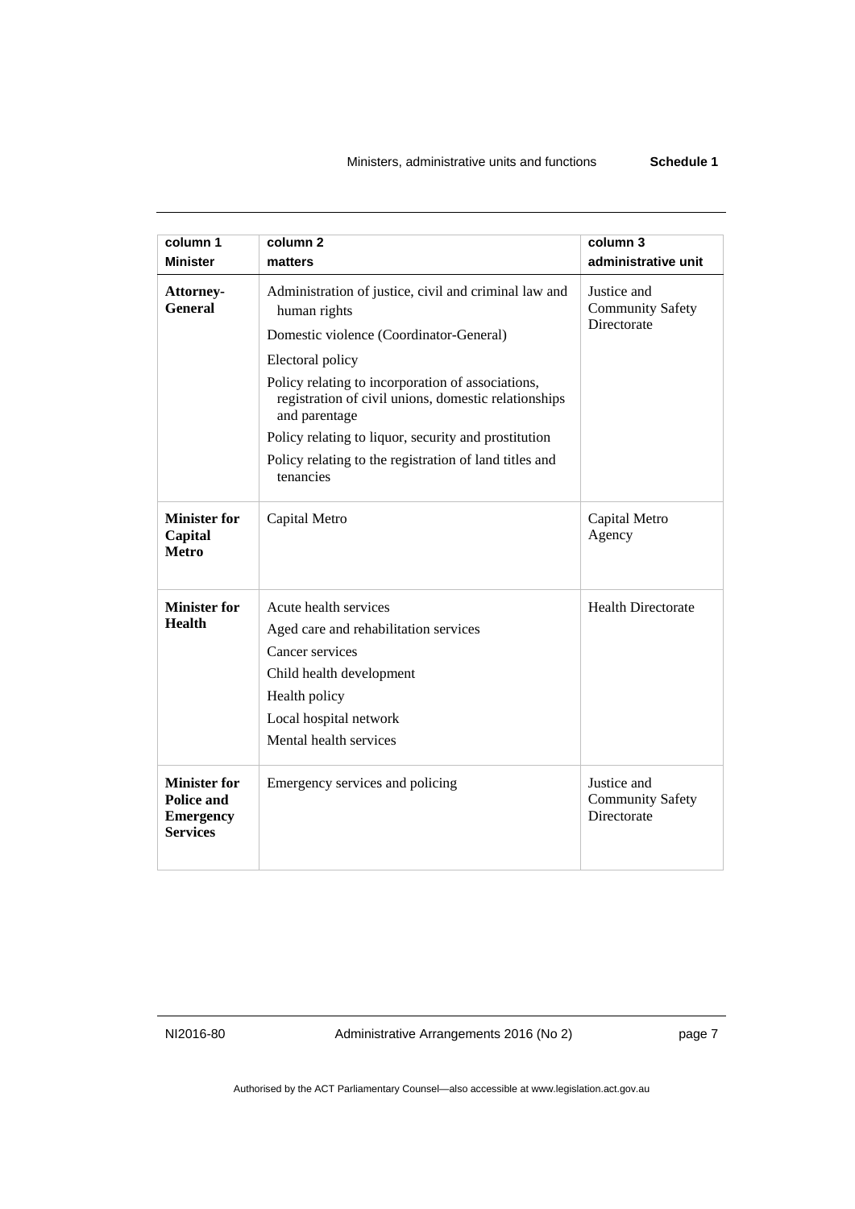| column 1<br>**Minister** | column 2<br>**matters** | column 3<br>**administrative unit** |
|---|---|---|
| **Attorney-General** | Administration of justice, civil and criminal law and human rights<br>Domestic violence (Coordinator-General)<br>Electoral policy<br>Policy relating to incorporation of associations, registration of civil unions, domestic relationships and parentage<br>Policy relating to liquor, security and prostitution<br>Policy relating to the registration of land titles and tenancies | Justice and Community Safety Directorate |
| **Minister for Capital Metro** | Capital Metro | Capital Metro Agency |
| **Minister for Health** | Acute health services<br>Aged care and rehabilitation services<br>Cancer services<br>Child health development<br>Health policy<br>Local hospital network<br>Mental health services | Health Directorate |
| **Minister for Police and Emergency Services** | Emergency services and policing | Justice and Community Safety Directorate |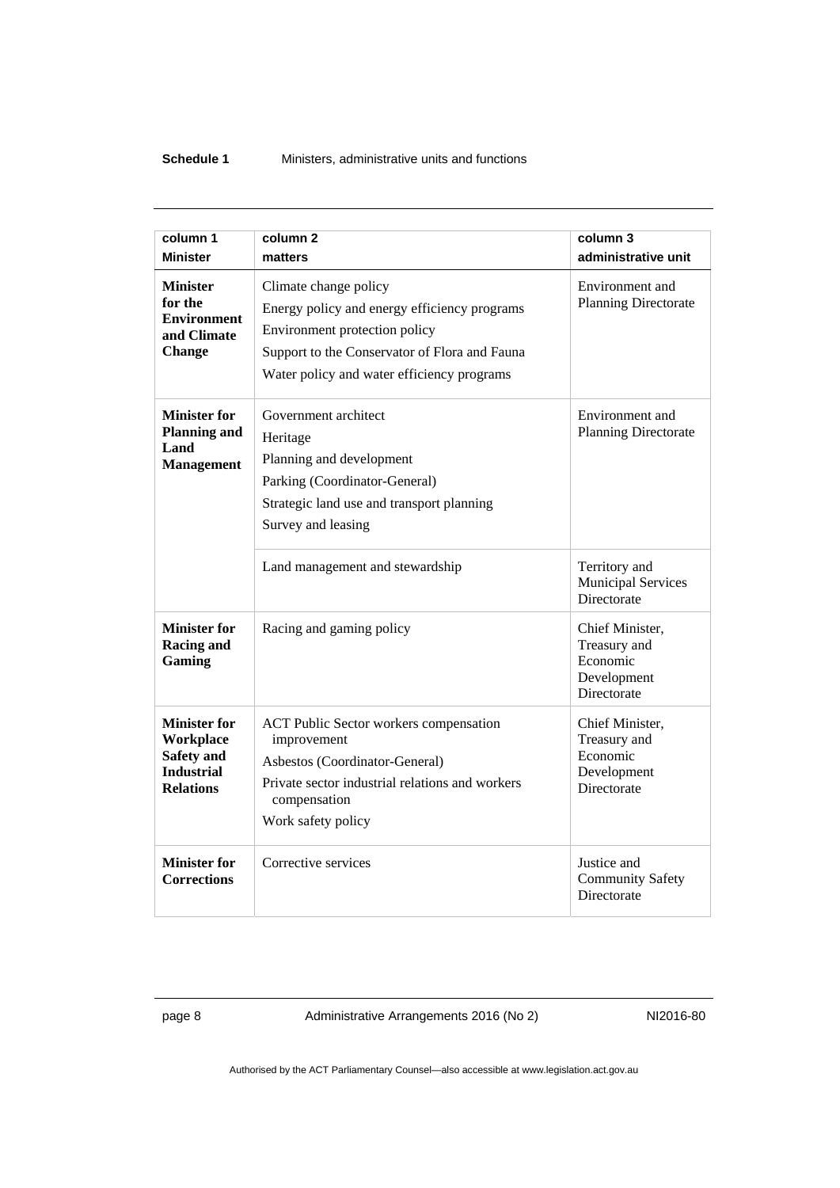| column 1<br>**Minister** | column 2<br>**matters** | column 3<br>**administrative unit** |
|---|---|---|
| **Minister for the Environment and Climate Change** | Climate change policy<br>Energy policy and energy efficiency programs<br>Environment protection policy<br>Support to the Conservator of Flora and Fauna<br>Water policy and water efficiency programs | Environment and Planning Directorate |
| **Minister for Planning and Land Management** | Government architect<br>Heritage<br>Planning and development<br>Parking (Coordinator-General)<br>Strategic land use and transport planning<br>Survey and leasing | Environment and Planning Directorate |
| | Land management and stewardship | Territory and Municipal Services Directorate |
| **Minister for Racing and Gaming** | Racing and gaming policy | Chief Minister, Treasury and Economic Development Directorate |
| **Minister for Workplace Safety and Industrial Relations** | ACT Public Sector workers compensation improvement<br>Asbestos (Coordinator-General)<br>Private sector industrial relations and workers compensation<br>Work safety policy | Chief Minister, Treasury and Economic Development Directorate |
| **Minister for Corrections** | Corrective services | Justice and Community Safety Directorate |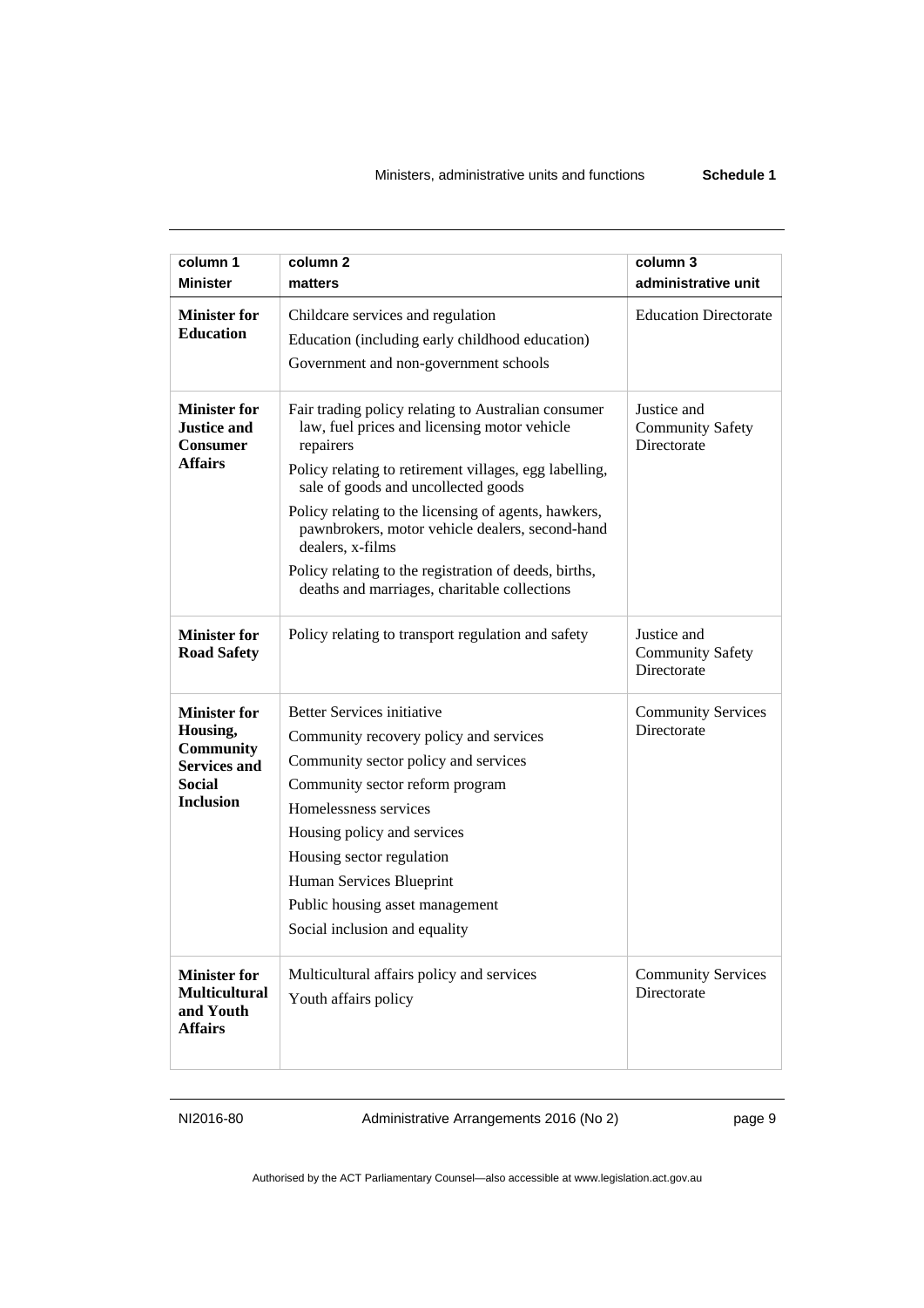| column 1 Minister | column 2 matters | column 3 administrative unit |
| --- | --- | --- |
| **Minister for Education** | Childcare services and regulation<br>Education (including early childhood education)<br>Government and non-government schools | Education Directorate |
| **Minister for Justice and Consumer Affairs** | Fair trading policy relating to Australian consumer law, fuel prices and licensing motor vehicle repairers<br>Policy relating to retirement villages, egg labelling, sale of goods and uncollected goods<br>Policy relating to the licensing of agents, hawkers, pawnbrokers, motor vehicle dealers, second-hand dealers, x-films<br>Policy relating to the registration of deeds, births, deaths and marriages, charitable collections | Justice and Community Safety Directorate |
| **Minister for Road Safety** | Policy relating to transport regulation and safety | Justice and Community Safety Directorate |
| **Minister for Housing, Community Services and Social Inclusion** | Better Services initiative<br>Community recovery policy and services<br>Community sector policy and services<br>Community sector reform program<br>Homelessness services<br>Housing policy and services<br>Housing sector regulation<br>Human Services Blueprint<br>Public housing asset management<br>Social inclusion and equality | Community Services Directorate |
| **Minister for Multicultural and Youth Affairs** | Multicultural affairs policy and services<br>Youth affairs policy | Community Services Directorate |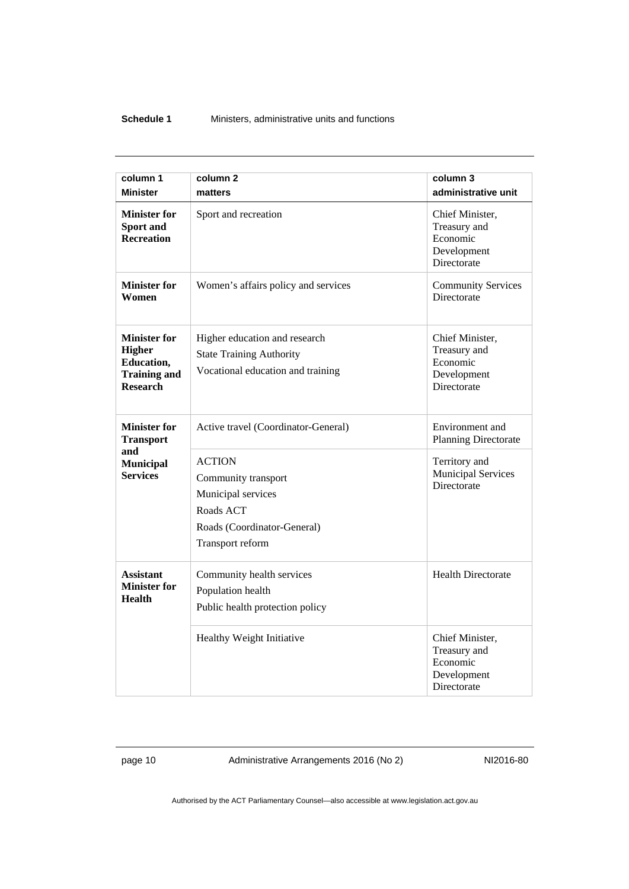| column 1<br>Minister | column 2<br>matters | column 3<br>administrative unit |
|---|---|---|
| **Minister for Sport and Recreation** | Sport and recreation | Chief Minister, Treasury and Economic Development Directorate |
| **Minister for Women** | Women's affairs policy and services | Community Services Directorate |
| **Minister for Higher Education, Training and Research** | Higher education and research<br>State Training Authority<br>Vocational education and training | Chief Minister, Treasury and Economic Development Directorate |
| **Minister for Transport and Municipal Services** | Active travel (Coordinator-General) | Environment and Planning Directorate |
| | ACTION<br>Community transport<br>Municipal services<br>Roads ACT<br>Roads (Coordinator-General)<br>Transport reform | Territory and Municipal Services Directorate |
| **Assistant Minister for Health** | Community health services<br>Population health<br>Public health protection policy | Health Directorate |
| | Healthy Weight Initiative | Chief Minister, Treasury and Economic Development Directorate |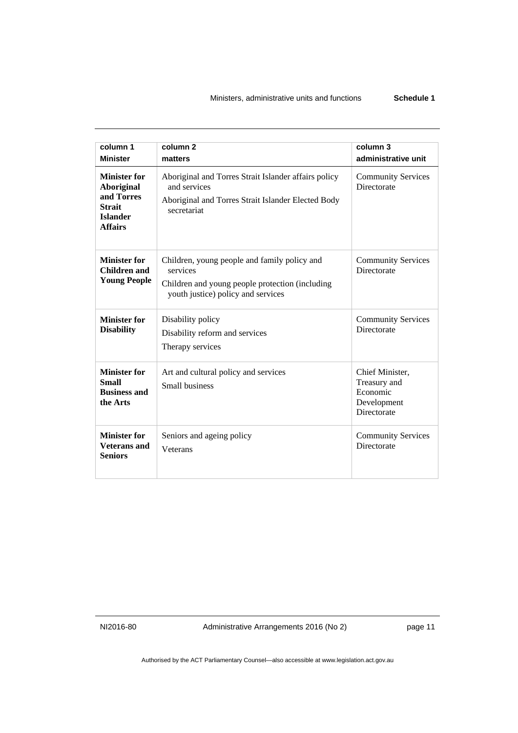| column 1<br>Minister | column 2<br>matters | column 3<br>administrative unit |
|---|---|---|
| **Minister for Aboriginal and Torres Strait Islander Affairs** | Aboriginal and Torres Strait Islander affairs policy and services<br>Aboriginal and Torres Strait Islander Elected Body secretariat | Community Services Directorate |
| **Minister for Children and Young People** | Children, young people and family policy and services<br>Children and young people protection (including youth justice) policy and services | Community Services Directorate |
| **Minister for Disability** | Disability policy<br>Disability reform and services<br>Therapy services | Community Services Directorate |
| **Minister for Small Business and the Arts** | Art and cultural policy and services<br>Small business | Chief Minister, Treasury and Economic Development Directorate |
| **Minister for Veterans and Seniors** | Seniors and ageing policy<br>Veterans | Community Services Directorate |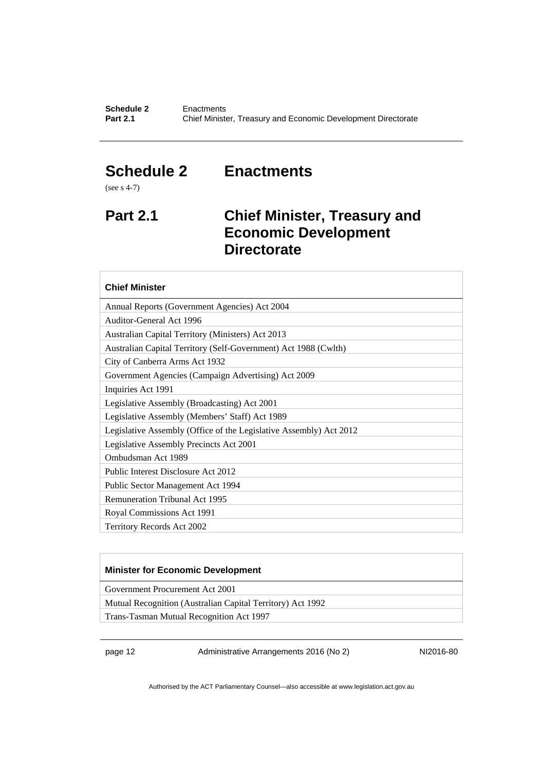# Schedule 2 Enactments

(see s 4-7)

## Part 2.1 Chief Minister, Treasury and Economic Development Directorate

| Chief Minister |
|---|
| Annual Reports (Government Agencies) Act 2004 |
| Auditor-General Act 1996 |
| Australian Capital Territory (Ministers) Act 2013 |
| Australian Capital Territory (Self-Government) Act 1988 (Cwlth) |
| City of Canberra Arms Act 1932 |
| Government Agencies (Campaign Advertising) Act 2009 |
| Inquiries Act 1991 |
| Legislative Assembly (Broadcasting) Act 2001 |
| Legislative Assembly (Members' Staff) Act 1989 |
| Legislative Assembly (Office of the Legislative Assembly) Act 2012 |
| Legislative Assembly Precincts Act 2001 |
| Ombudsman Act 1989 |
| Public Interest Disclosure Act 2012 |
| Public Sector Management Act 1994 |
| Remuneration Tribunal Act 1995 |
| Royal Commissions Act 1991 |
| Territory Records Act 2002 |

| Minister for Economic Development |
|---|
| Government Procurement Act 2001 |
| Mutual Recognition (Australian Capital Territory) Act 1992 |
| Trans-Tasman Mutual Recognition Act 1997 |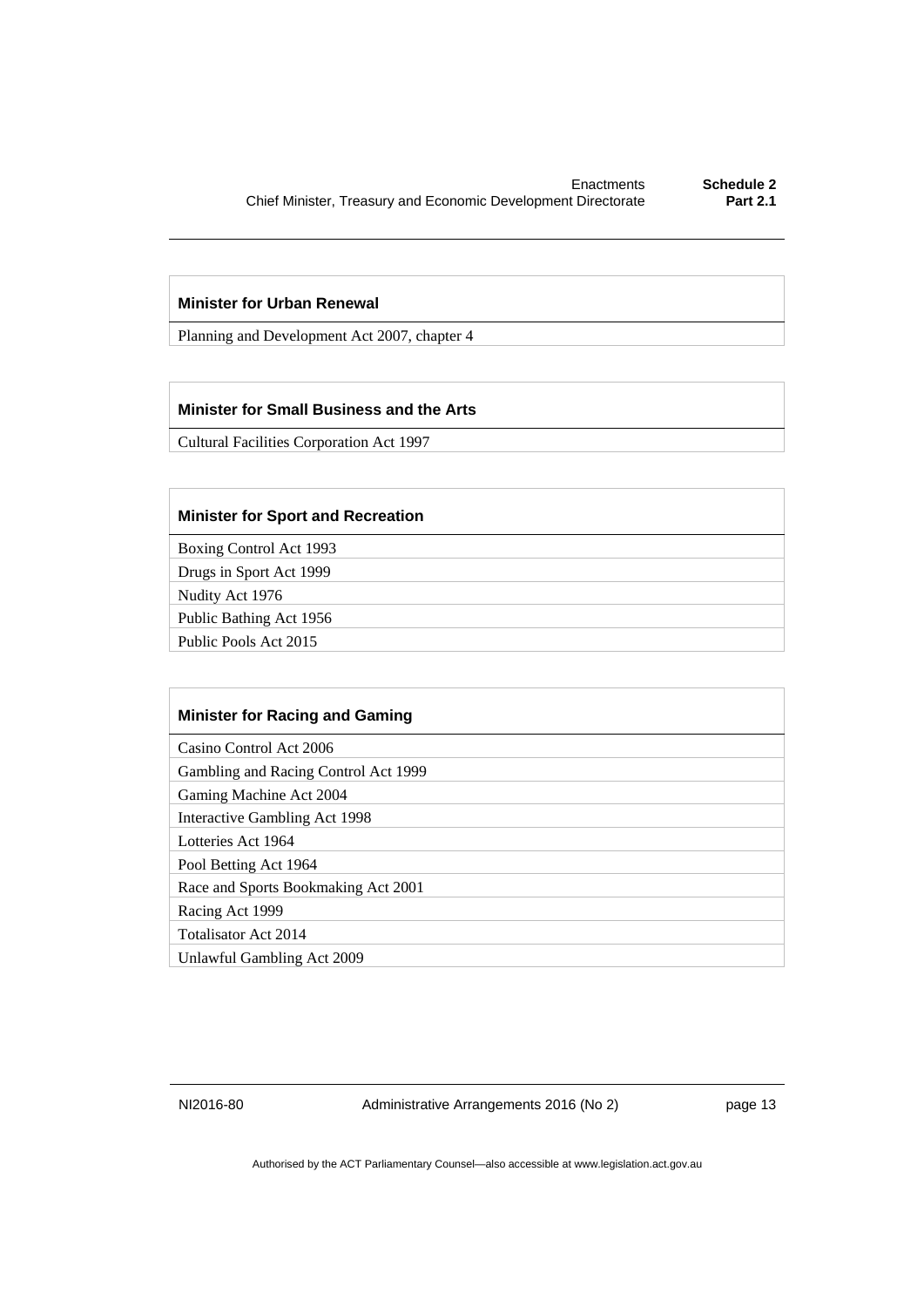| Minister for Urban Renewal |
|---|
| Planning and Development Act 2007, chapter 4 |

| Minister for Small Business and the Arts |
|---|
| Cultural Facilities Corporation Act 1997 |

| Minister for Sport and Recreation |
|---|
| Boxing Control Act 1993 |
| Drugs in Sport Act 1999 |
| Nudity Act 1976 |
| Public Bathing Act 1956 |
| Public Pools Act 2015 |

| Minister for Racing and Gaming |
|---|
| Casino Control Act 2006 |
| Gambling and Racing Control Act 1999 |
| Gaming Machine Act 2004 |
| Interactive Gambling Act 1998 |
| Lotteries Act 1964 |
| Pool Betting Act 1964 |
| Race and Sports Bookmaking Act 2001 |
| Racing Act 1999 |
| Totalisator Act 2014 |
| Unlawful Gambling Act 2009 |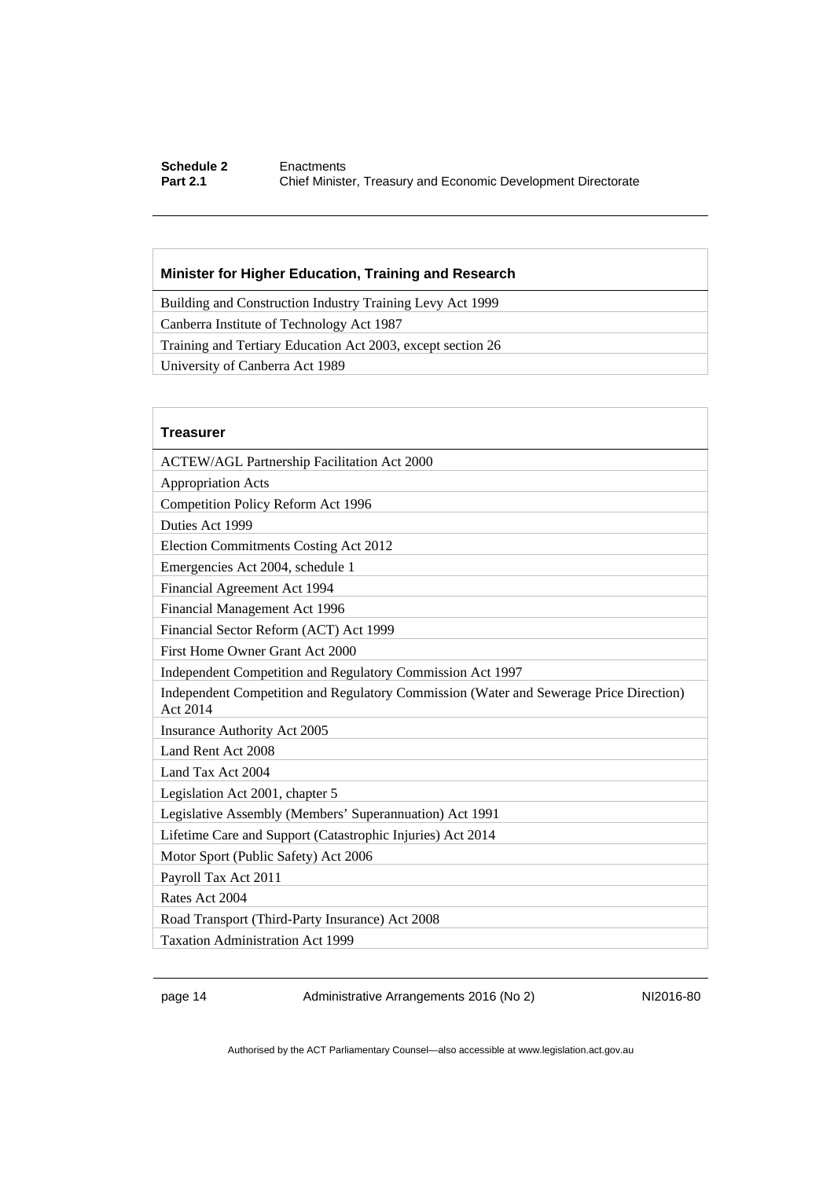| Minister for Higher Education, Training and Research |
| --- |
| Building and Construction Industry Training Levy Act 1999 |
| Canberra Institute of Technology Act 1987 |
| Training and Tertiary Education Act 2003, except section 26 |
| University of Canberra Act 1989 |

| Treasurer |
| --- |
| ACTEW/AGL Partnership Facilitation Act 2000 |
| Appropriation Acts |
| Competition Policy Reform Act 1996 |
| Duties Act 1999 |
| Election Commitments Costing Act 2012 |
| Emergencies Act 2004, schedule 1 |
| Financial Agreement Act 1994 |
| Financial Management Act 1996 |
| Financial Sector Reform (ACT) Act 1999 |
| First Home Owner Grant Act 2000 |
| Independent Competition and Regulatory Commission Act 1997 |
| Independent Competition and Regulatory Commission (Water and Sewerage Price Direction) Act 2014 |
| Insurance Authority Act 2005 |
| Land Rent Act 2008 |
| Land Tax Act 2004 |
| Legislation Act 2001, chapter 5 |
| Legislative Assembly (Members' Superannuation) Act 1991 |
| Lifetime Care and Support (Catastrophic Injuries) Act 2014 |
| Motor Sport (Public Safety) Act 2006 |
| Payroll Tax Act 2011 |
| Rates Act 2004 |
| Road Transport (Third-Party Insurance) Act 2008 |
| Taxation Administration Act 1999 |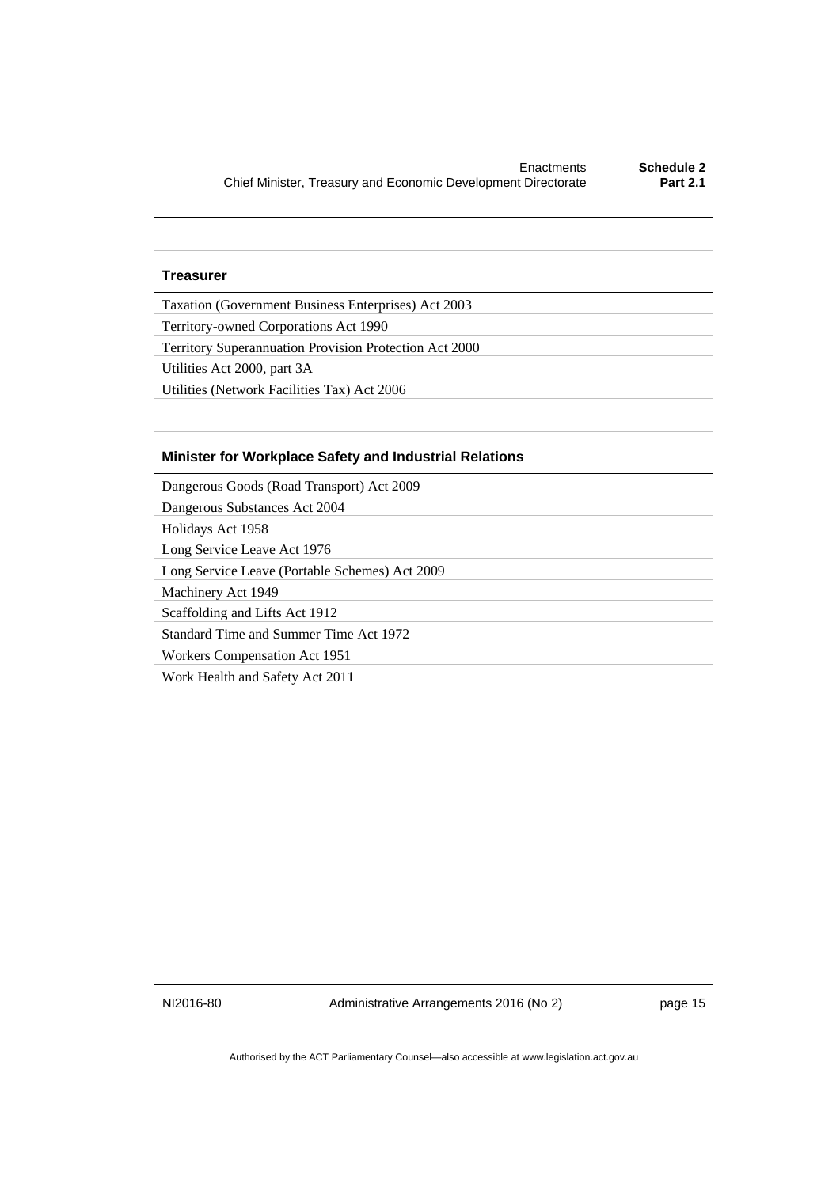| Treasurer |
| --- |
| Taxation (Government Business Enterprises) Act 2003 |
| Territory-owned Corporations Act 1990 |
| Territory Superannuation Provision Protection Act 2000 |
| Utilities Act 2000, part 3A |
| Utilities (Network Facilities Tax) Act 2006 |

| Minister for Workplace Safety and Industrial Relations |
| --- |
| Dangerous Goods (Road Transport) Act 2009 |
| Dangerous Substances Act 2004 |
| Holidays Act 1958 |
| Long Service Leave Act 1976 |
| Long Service Leave (Portable Schemes) Act 2009 |
| Machinery Act 1949 |
| Scaffolding and Lifts Act 1912 |
| Standard Time and Summer Time Act 1972 |
| Workers Compensation Act 1951 |
| Work Health and Safety Act 2011 |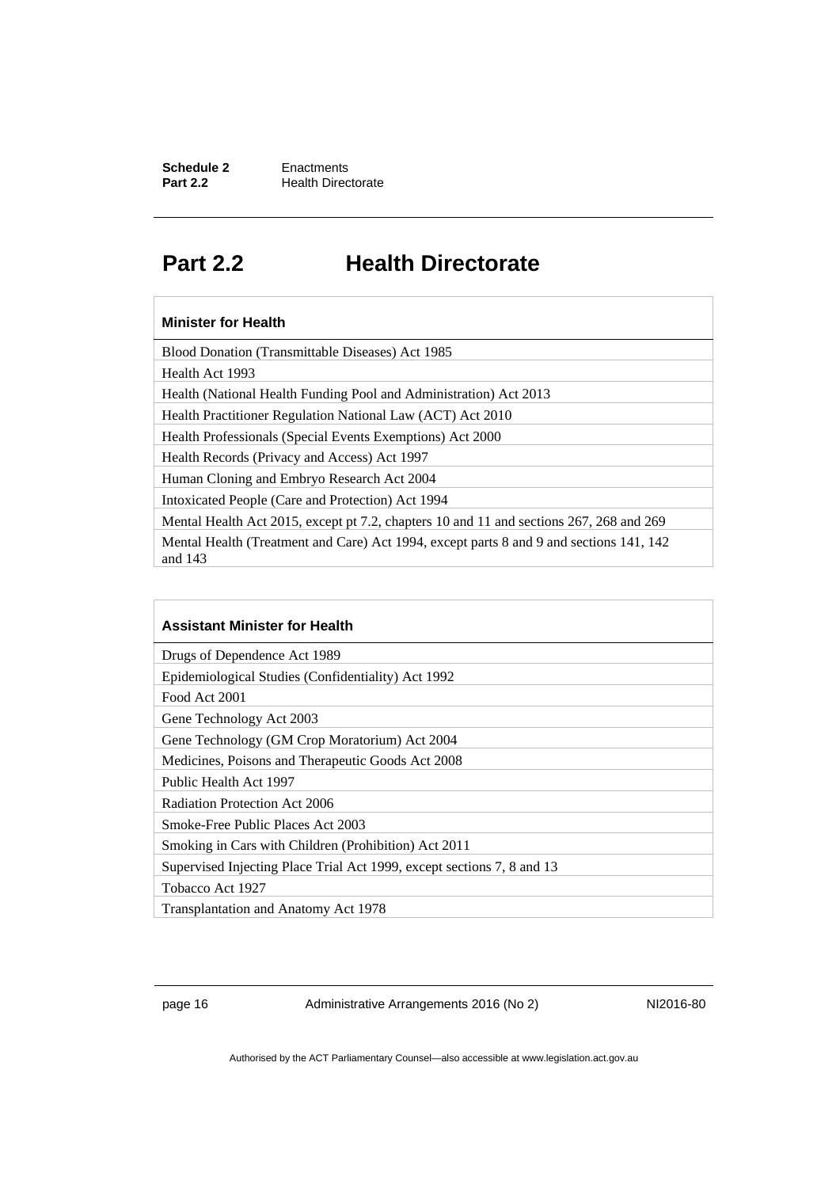# Part 2.2 Health Directorate

| Minister for Health |
| --- |
| Blood Donation (Transmittable Diseases) Act 1985 |
| Health Act 1993 |
| Health (National Health Funding Pool and Administration) Act 2013 |
| Health Practitioner Regulation National Law (ACT) Act 2010 |
| Health Professionals (Special Events Exemptions) Act 2000 |
| Health Records (Privacy and Access) Act 1997 |
| Human Cloning and Embryo Research Act 2004 |
| Intoxicated People (Care and Protection) Act 1994 |
| Mental Health Act 2015, except pt 7.2, chapters 10 and 11 and sections 267, 268 and 269 |
| Mental Health (Treatment and Care) Act 1994, except parts 8 and 9 and sections 141, 142 and 143 |

| Assistant Minister for Health |
| --- |
| Drugs of Dependence Act 1989 |
| Epidemiological Studies (Confidentiality) Act 1992 |
| Food Act 2001 |
| Gene Technology Act 2003 |
| Gene Technology (GM Crop Moratorium) Act 2004 |
| Medicines, Poisons and Therapeutic Goods Act 2008 |
| Public Health Act 1997 |
| Radiation Protection Act 2006 |
| Smoke-Free Public Places Act 2003 |
| Smoking in Cars with Children (Prohibition) Act 2011 |
| Supervised Injecting Place Trial Act 1999, except sections 7, 8 and 13 |
| Tobacco Act 1927 |
| Transplantation and Anatomy Act 1978 |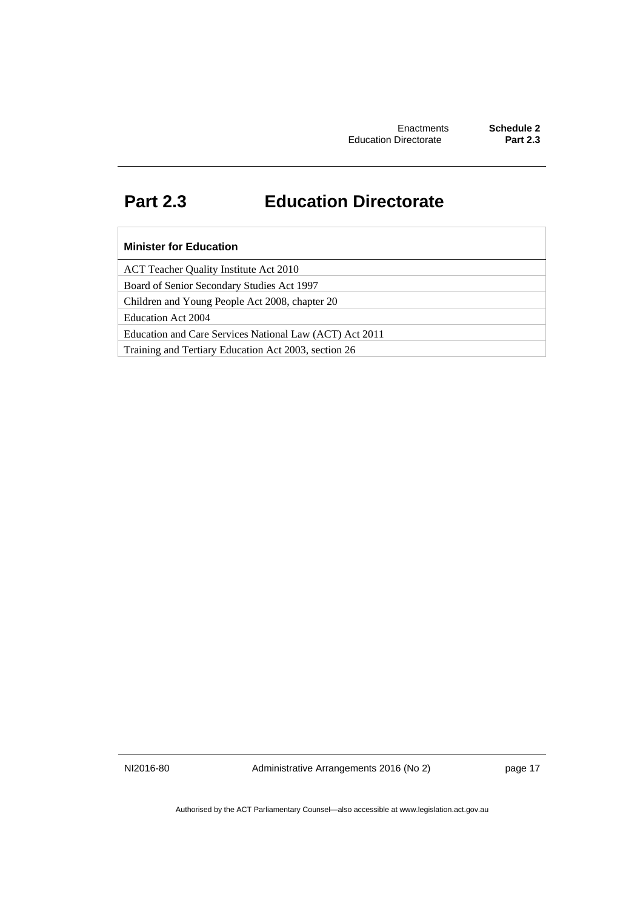# Part 2.3 Education Directorate

| Minister for Education |
| --- |
| ACT Teacher Quality Institute Act 2010 |
| Board of Senior Secondary Studies Act 1997 |
| Children and Young People Act 2008, chapter 20 |
| Education Act 2004 |
| Education and Care Services National Law (ACT) Act 2011 |
| Training and Tertiary Education Act 2003, section 26 |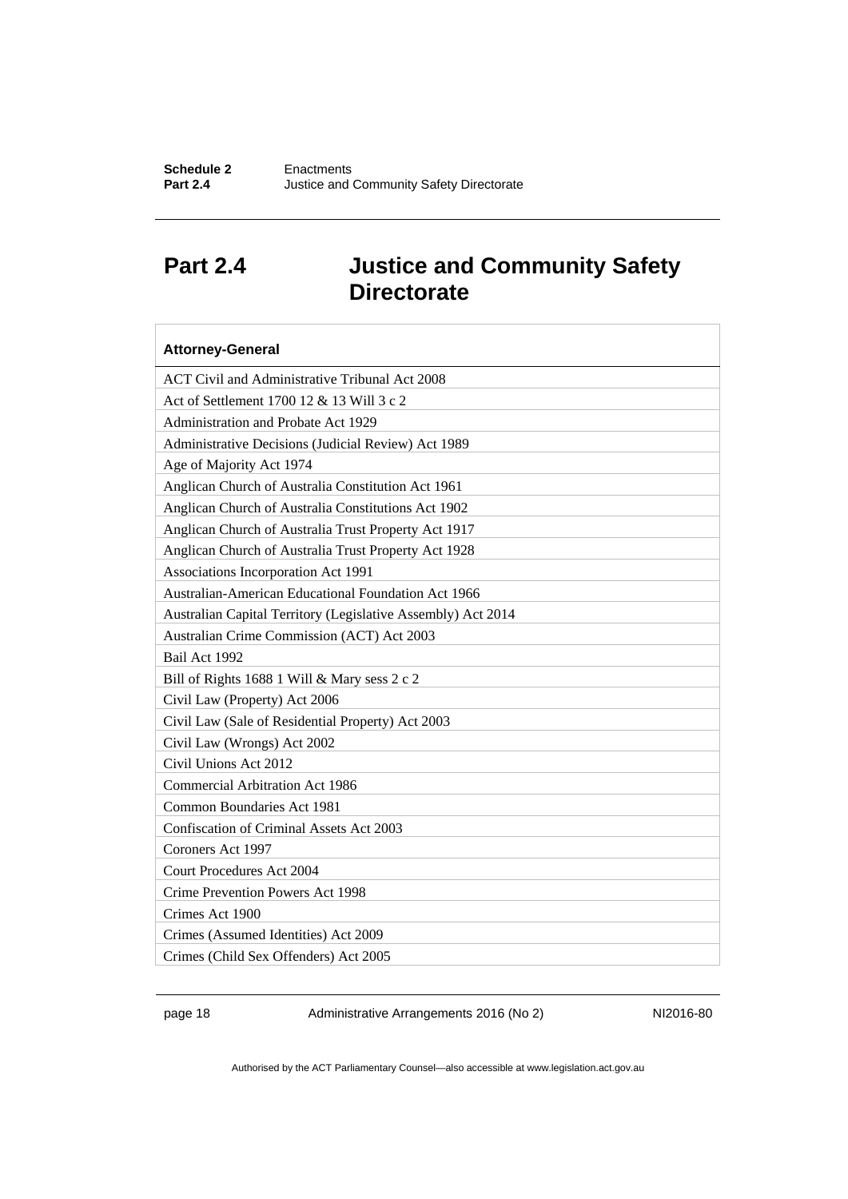# Part 2.4 Justice and Community Safety Directorate

| Attorney-General |
| --- |
| ACT Civil and Administrative Tribunal Act 2008 |
| Act of Settlement 1700 12 & 13 Will 3 c 2 |
| Administration and Probate Act 1929 |
| Administrative Decisions (Judicial Review) Act 1989 |
| Age of Majority Act 1974 |
| Anglican Church of Australia Constitution Act 1961 |
| Anglican Church of Australia Constitutions Act 1902 |
| Anglican Church of Australia Trust Property Act 1917 |
| Anglican Church of Australia Trust Property Act 1928 |
| Associations Incorporation Act 1991 |
| Australian-American Educational Foundation Act 1966 |
| Australian Capital Territory (Legislative Assembly) Act 2014 |
| Australian Crime Commission (ACT) Act 2003 |
| Bail Act 1992 |
| Bill of Rights 1688 1 Will & Mary sess 2 c 2 |
| Civil Law (Property) Act 2006 |
| Civil Law (Sale of Residential Property) Act 2003 |
| Civil Law (Wrongs) Act 2002 |
| Civil Unions Act 2012 |
| Commercial Arbitration Act 1986 |
| Common Boundaries Act 1981 |
| Confiscation of Criminal Assets Act 2003 |
| Coroners Act 1997 |
| Court Procedures Act 2004 |
| Crime Prevention Powers Act 1998 |
| Crimes Act 1900 |
| Crimes (Assumed Identities) Act 2009 |
| Crimes (Child Sex Offenders) Act 2005 |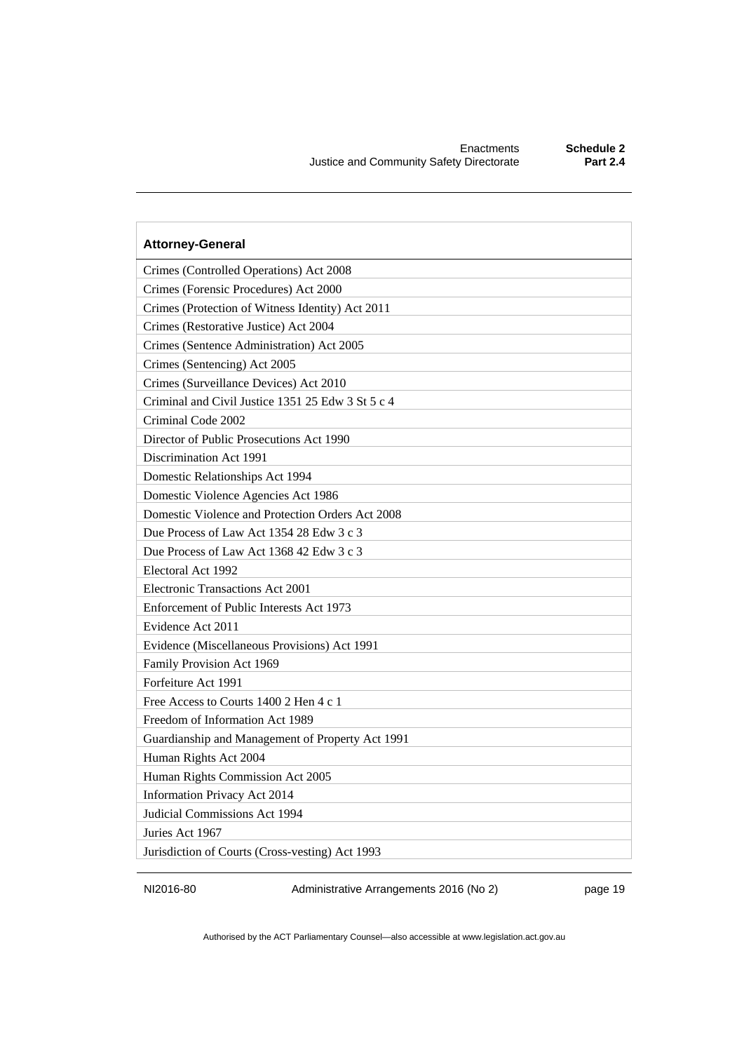| Attorney-General |
| --- |
| Crimes (Controlled Operations) Act 2008 |
| Crimes (Forensic Procedures) Act 2000 |
| Crimes (Protection of Witness Identity) Act 2011 |
| Crimes (Restorative Justice) Act 2004 |
| Crimes (Sentence Administration) Act 2005 |
| Crimes (Sentencing) Act 2005 |
| Crimes (Surveillance Devices) Act 2010 |
| Criminal and Civil Justice 1351 25 Edw 3 St 5 c 4 |
| Criminal Code 2002 |
| Director of Public Prosecutions Act 1990 |
| Discrimination Act 1991 |
| Domestic Relationships Act 1994 |
| Domestic Violence Agencies Act 1986 |
| Domestic Violence and Protection Orders Act 2008 |
| Due Process of Law Act 1354 28 Edw 3 c 3 |
| Due Process of Law Act 1368 42 Edw 3 c 3 |
| Electoral Act 1992 |
| Electronic Transactions Act 2001 |
| Enforcement of Public Interests Act 1973 |
| Evidence Act 2011 |
| Evidence (Miscellaneous Provisions) Act 1991 |
| Family Provision Act 1969 |
| Forfeiture Act 1991 |
| Free Access to Courts 1400 2 Hen 4 c 1 |
| Freedom of Information Act 1989 |
| Guardianship and Management of Property Act 1991 |
| Human Rights Act 2004 |
| Human Rights Commission Act 2005 |
| Information Privacy Act 2014 |
| Judicial Commissions Act 1994 |
| Juries Act 1967 |
| Jurisdiction of Courts (Cross-vesting) Act 1993 |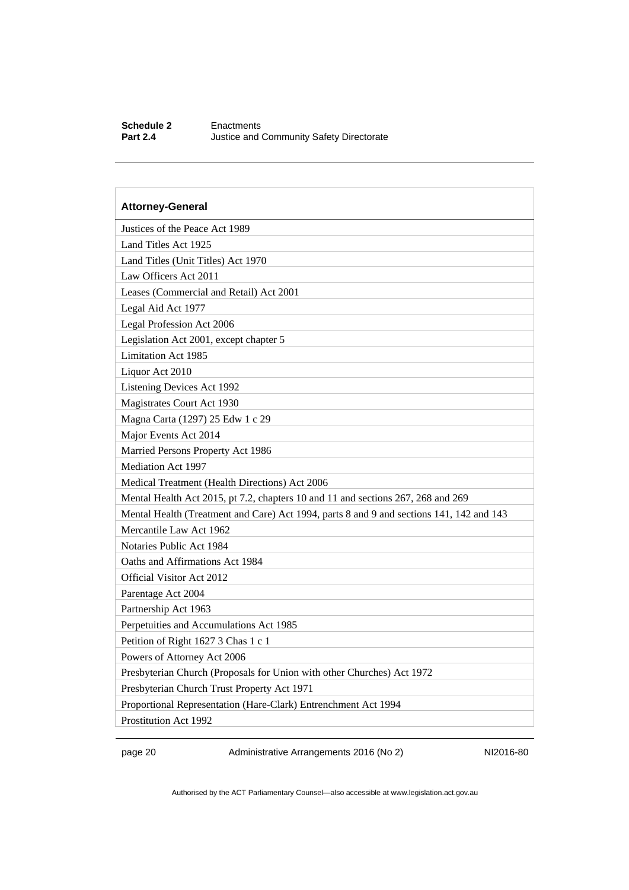| Attorney-General |
| --- |
| Justices of the Peace Act 1989 |
| Land Titles Act 1925 |
| Land Titles (Unit Titles) Act 1970 |
| Law Officers Act 2011 |
| Leases (Commercial and Retail) Act 2001 |
| Legal Aid Act 1977 |
| Legal Profession Act 2006 |
| Legislation Act 2001, except chapter 5 |
| Limitation Act 1985 |
| Liquor Act 2010 |
| Listening Devices Act 1992 |
| Magistrates Court Act 1930 |
| Magna Carta (1297) 25 Edw 1 c 29 |
| Major Events Act 2014 |
| Married Persons Property Act 1986 |
| Mediation Act 1997 |
| Medical Treatment (Health Directions) Act 2006 |
| Mental Health Act 2015, pt 7.2, chapters 10 and 11 and sections 267, 268 and 269 |
| Mental Health (Treatment and Care) Act 1994, parts 8 and 9 and sections 141, 142 and 143 |
| Mercantile Law Act 1962 |
| Notaries Public Act 1984 |
| Oaths and Affirmations Act 1984 |
| Official Visitor Act 2012 |
| Parentage Act 2004 |
| Partnership Act 1963 |
| Perpetuities and Accumulations Act 1985 |
| Petition of Right 1627 3 Chas 1 c 1 |
| Powers of Attorney Act 2006 |
| Presbyterian Church (Proposals for Union with other Churches) Act 1972 |
| Presbyterian Church Trust Property Act 1971 |
| Proportional Representation (Hare-Clark) Entrenchment Act 1994 |
| Prostitution Act 1992 |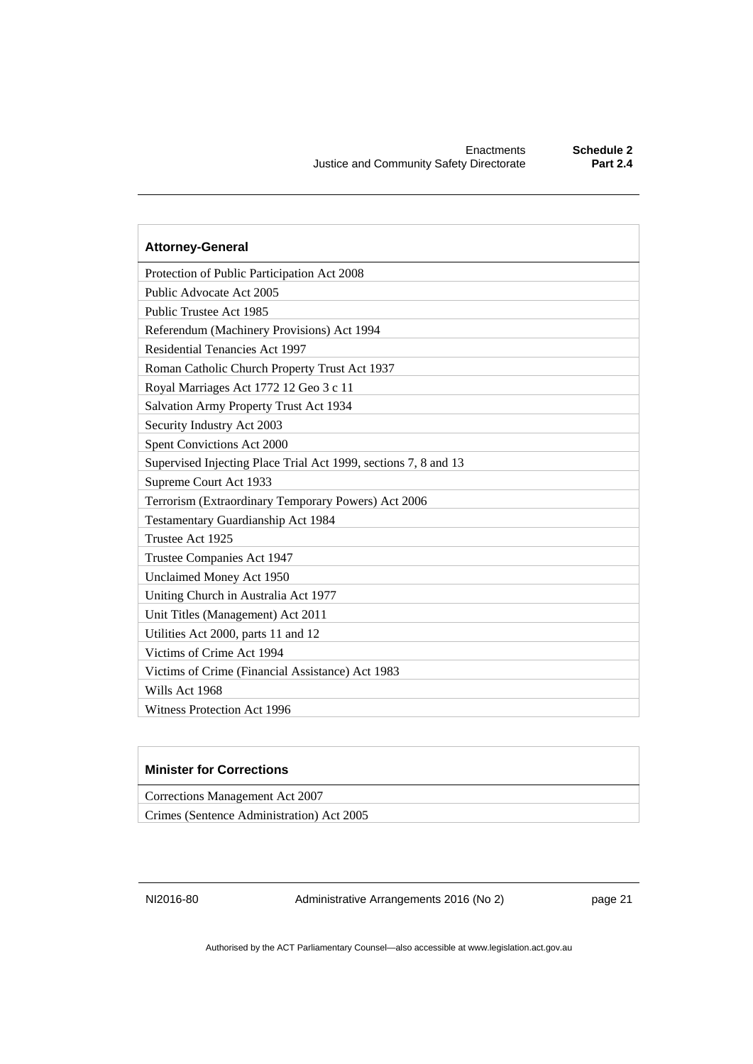| Attorney-General |
| --- |
| Protection of Public Participation Act 2008 |
| Public Advocate Act 2005 |
| Public Trustee Act 1985 |
| Referendum (Machinery Provisions) Act 1994 |
| Residential Tenancies Act 1997 |
| Roman Catholic Church Property Trust Act 1937 |
| Royal Marriages Act 1772 12 Geo 3 c 11 |
| Salvation Army Property Trust Act 1934 |
| Security Industry Act 2003 |
| Spent Convictions Act 2000 |
| Supervised Injecting Place Trial Act 1999, sections 7, 8 and 13 |
| Supreme Court Act 1933 |
| Terrorism (Extraordinary Temporary Powers) Act 2006 |
| Testamentary Guardianship Act 1984 |
| Trustee Act 1925 |
| Trustee Companies Act 1947 |
| Unclaimed Money Act 1950 |
| Uniting Church in Australia Act 1977 |
| Unit Titles (Management) Act 2011 |
| Utilities Act 2000, parts 11 and 12 |
| Victims of Crime Act 1994 |
| Victims of Crime (Financial Assistance) Act 1983 |
| Wills Act 1968 |
| Witness Protection Act 1996 |

| Minister for Corrections |
| --- |
| Corrections Management Act 2007 |
| Crimes (Sentence Administration) Act 2005 |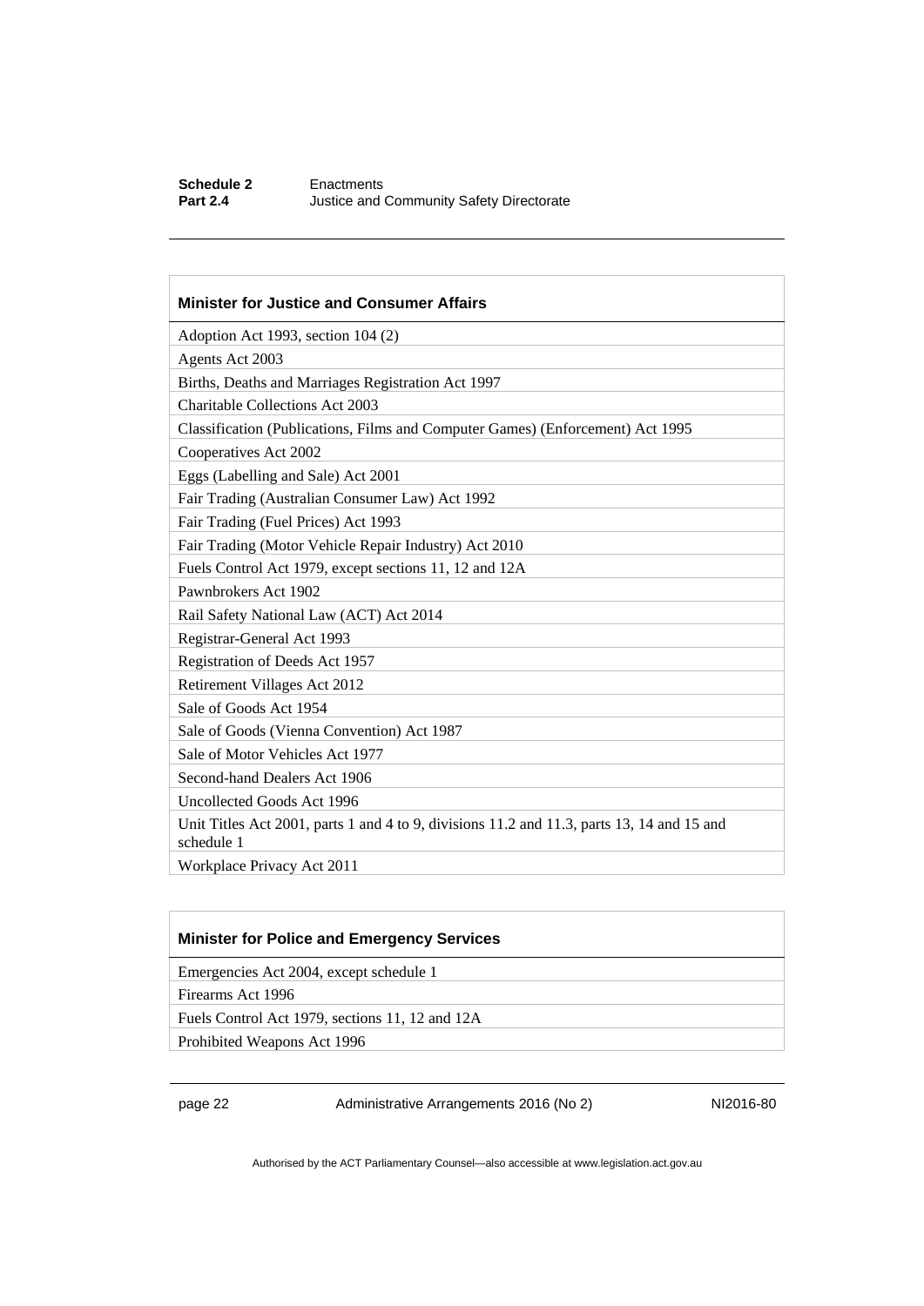| Minister for Justice and Consumer Affairs |
| --- |
| Adoption Act 1993, section 104 (2) |
| Agents Act 2003 |
| Births, Deaths and Marriages Registration Act 1997 |
| Charitable Collections Act 2003 |
| Classification (Publications, Films and Computer Games) (Enforcement) Act 1995 |
| Cooperatives Act 2002 |
| Eggs (Labelling and Sale) Act 2001 |
| Fair Trading (Australian Consumer Law) Act 1992 |
| Fair Trading (Fuel Prices) Act 1993 |
| Fair Trading (Motor Vehicle Repair Industry) Act 2010 |
| Fuels Control Act 1979, except sections 11, 12 and 12A |
| Pawnbrokers Act 1902 |
| Rail Safety National Law (ACT) Act 2014 |
| Registrar-General Act 1993 |
| Registration of Deeds Act 1957 |
| Retirement Villages Act 2012 |
| Sale of Goods Act 1954 |
| Sale of Goods (Vienna Convention) Act 1987 |
| Sale of Motor Vehicles Act 1977 |
| Second-hand Dealers Act 1906 |
| Uncollected Goods Act 1996 |
| Unit Titles Act 2001, parts 1 and 4 to 9, divisions 11.2 and 11.3, parts 13, 14 and 15 and schedule 1 |
| Workplace Privacy Act 2011 |

| Minister for Police and Emergency Services |
| --- |
| Emergencies Act 2004, except schedule 1 |
| Firearms Act 1996 |
| Fuels Control Act 1979, sections 11, 12 and 12A |
| Prohibited Weapons Act 1996 |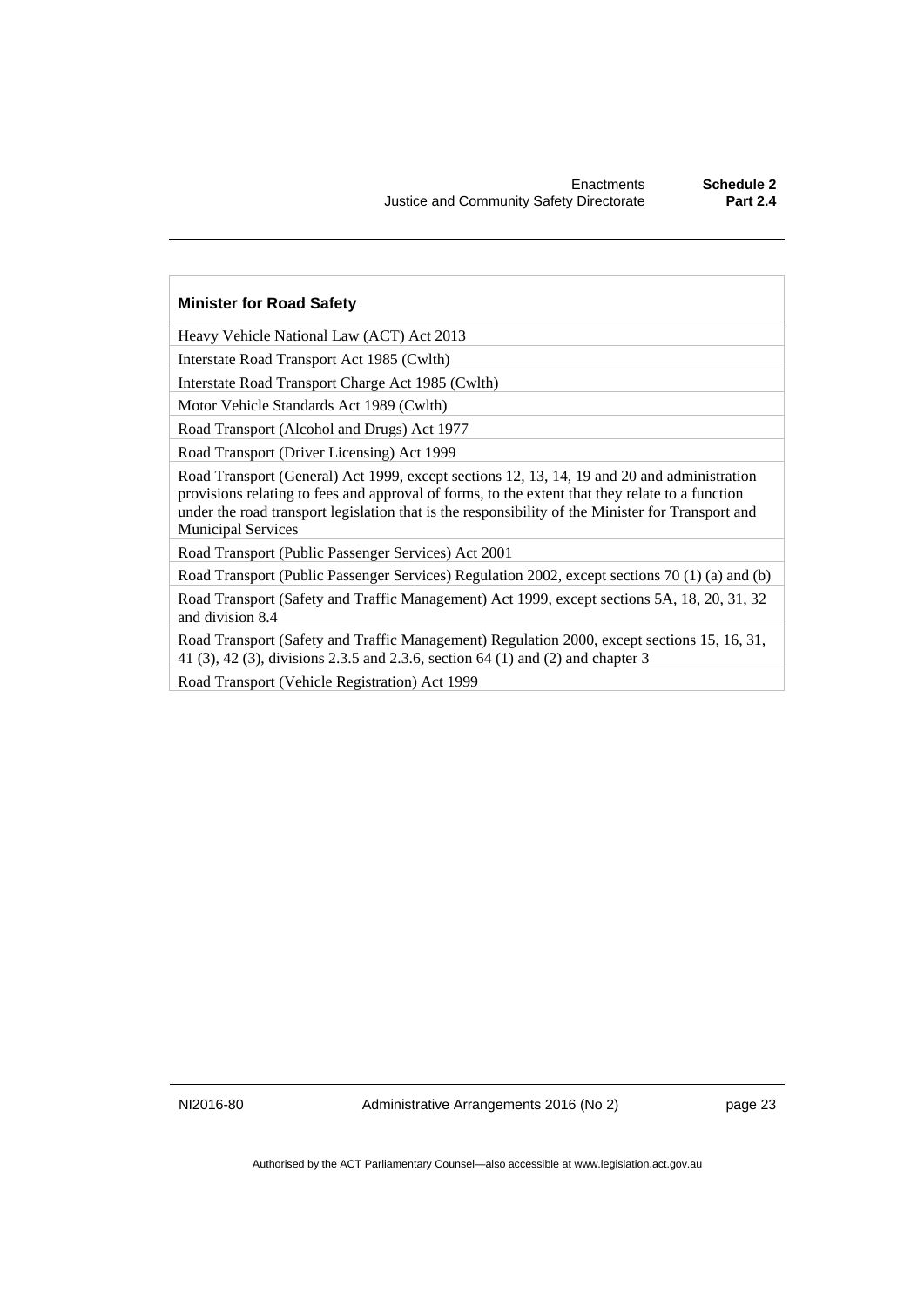| Minister for Road Safety |
|---|
| Heavy Vehicle National Law (ACT) Act 2013 |
| Interstate Road Transport Act 1985 (Cwlth) |
| Interstate Road Transport Charge Act 1985 (Cwlth) |
| Motor Vehicle Standards Act 1989 (Cwlth) |
| Road Transport (Alcohol and Drugs) Act 1977 |
| Road Transport (Driver Licensing) Act 1999 |
| Road Transport (General) Act 1999, except sections 12, 13, 14, 19 and 20 and administration provisions relating to fees and approval of forms, to the extent that they relate to a function under the road transport legislation that is the responsibility of the Minister for Transport and Municipal Services |
| Road Transport (Public Passenger Services) Act 2001 |
| Road Transport (Public Passenger Services) Regulation 2002, except sections 70 (1) (a) and (b) |
| Road Transport (Safety and Traffic Management) Act 1999, except sections 5A, 18, 20, 31, 32 and division 8.4 |
| Road Transport (Safety and Traffic Management) Regulation 2000, except sections 15, 16, 31, 41 (3), 42 (3), divisions 2.3.5 and 2.3.6, section 64 (1) and (2) and chapter 3 |
| Road Transport (Vehicle Registration) Act 1999 |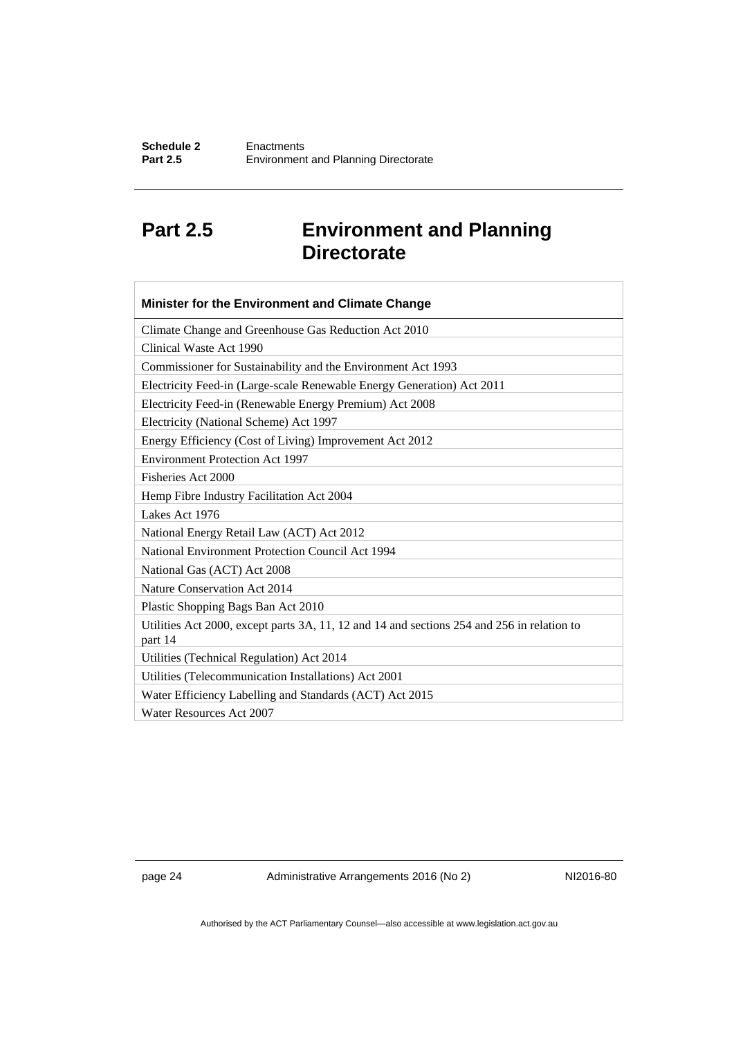## Part 2.5 Environment and Planning Directorate

| Minister for the Environment and Climate Change |
|---|
| Climate Change and Greenhouse Gas Reduction Act 2010 |
| Clinical Waste Act 1990 |
| Commissioner for Sustainability and the Environment Act 1993 |
| Electricity Feed-in (Large-scale Renewable Energy Generation) Act 2011 |
| Electricity Feed-in (Renewable Energy Premium) Act 2008 |
| Electricity (National Scheme) Act 1997 |
| Energy Efficiency (Cost of Living) Improvement Act 2012 |
| Environment Protection Act 1997 |
| Fisheries Act 2000 |
| Hemp Fibre Industry Facilitation Act 2004 |
| Lakes Act 1976 |
| National Energy Retail Law (ACT) Act 2012 |
| National Environment Protection Council Act 1994 |
| National Gas (ACT) Act 2008 |
| Nature Conservation Act 2014 |
| Plastic Shopping Bags Ban Act 2010 |
| Utilities Act 2000, except parts 3A, 11, 12 and 14 and sections 254 and 256 in relation to part 14 |
| Utilities (Technical Regulation) Act 2014 |
| Utilities (Telecommunication Installations) Act 2001 |
| Water Efficiency Labelling and Standards (ACT) Act 2015 |
| Water Resources Act 2007 |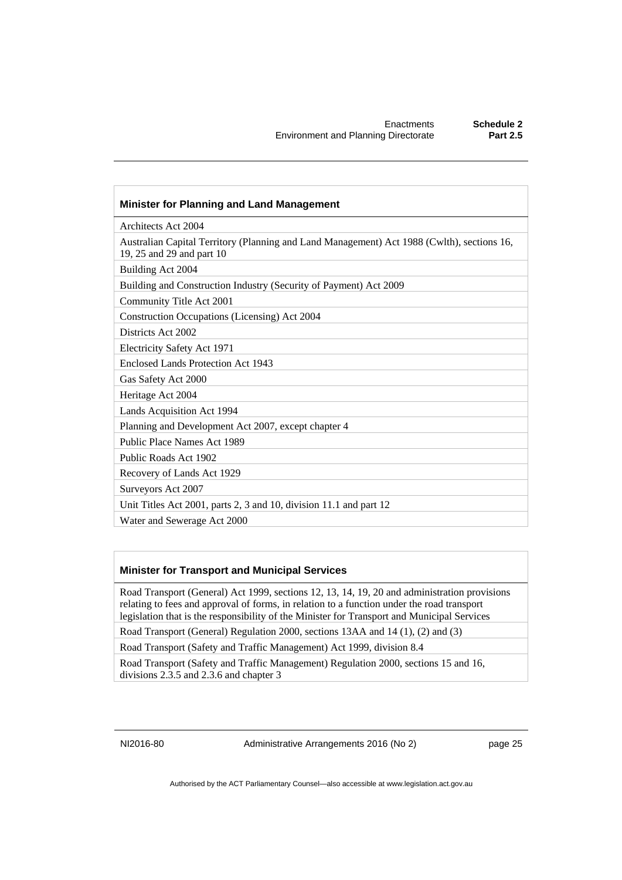| Minister for Planning and Land Management |
| --- |
| Architects Act 2004 |
| Australian Capital Territory (Planning and Land Management) Act 1988 (Cwlth), sections 16, 19, 25 and 29 and part 10 |
| Building Act 2004 |
| Building and Construction Industry (Security of Payment) Act 2009 |
| Community Title Act 2001 |
| Construction Occupations (Licensing) Act 2004 |
| Districts Act 2002 |
| Electricity Safety Act 1971 |
| Enclosed Lands Protection Act 1943 |
| Gas Safety Act 2000 |
| Heritage Act 2004 |
| Lands Acquisition Act 1994 |
| Planning and Development Act 2007, except chapter 4 |
| Public Place Names Act 1989 |
| Public Roads Act 1902 |
| Recovery of Lands Act 1929 |
| Surveyors Act 2007 |
| Unit Titles Act 2001, parts 2, 3 and 10, division 11.1 and part 12 |
| Water and Sewerage Act 2000 |

| Minister for Transport and Municipal Services |
| --- |
| Road Transport (General) Act 1999, sections 12, 13, 14, 19, 20 and administration provisions relating to fees and approval of forms, in relation to a function under the road transport legislation that is the responsibility of the Minister for Transport and Municipal Services |
| Road Transport (General) Regulation 2000, sections 13AA and 14 (1), (2) and (3) |
| Road Transport (Safety and Traffic Management) Act 1999, division 8.4 |
| Road Transport (Safety and Traffic Management) Regulation 2000, sections 15 and 16, divisions 2.3.5 and 2.3.6 and chapter 3 |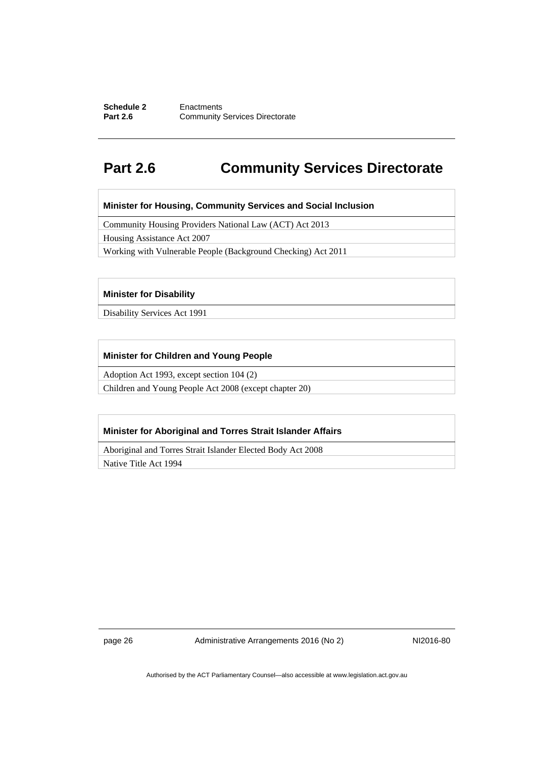# Part 2.6 Community Services Directorate

| Minister for Housing, Community Services and Social Inclusion |
| --- |
| Community Housing Providers National Law (ACT) Act 2013 |
| Housing Assistance Act 2007 |
| Working with Vulnerable People (Background Checking) Act 2011 |

| Minister for Disability |
| --- |
| Disability Services Act 1991 |

| Minister for Children and Young People |
| --- |
| Adoption Act 1993, except section 104 (2) |
| Children and Young People Act 2008 (except chapter 20) |

| Minister for Aboriginal and Torres Strait Islander Affairs |
| --- |
| Aboriginal and Torres Strait Islander Elected Body Act 2008 |
| Native Title Act 1994 |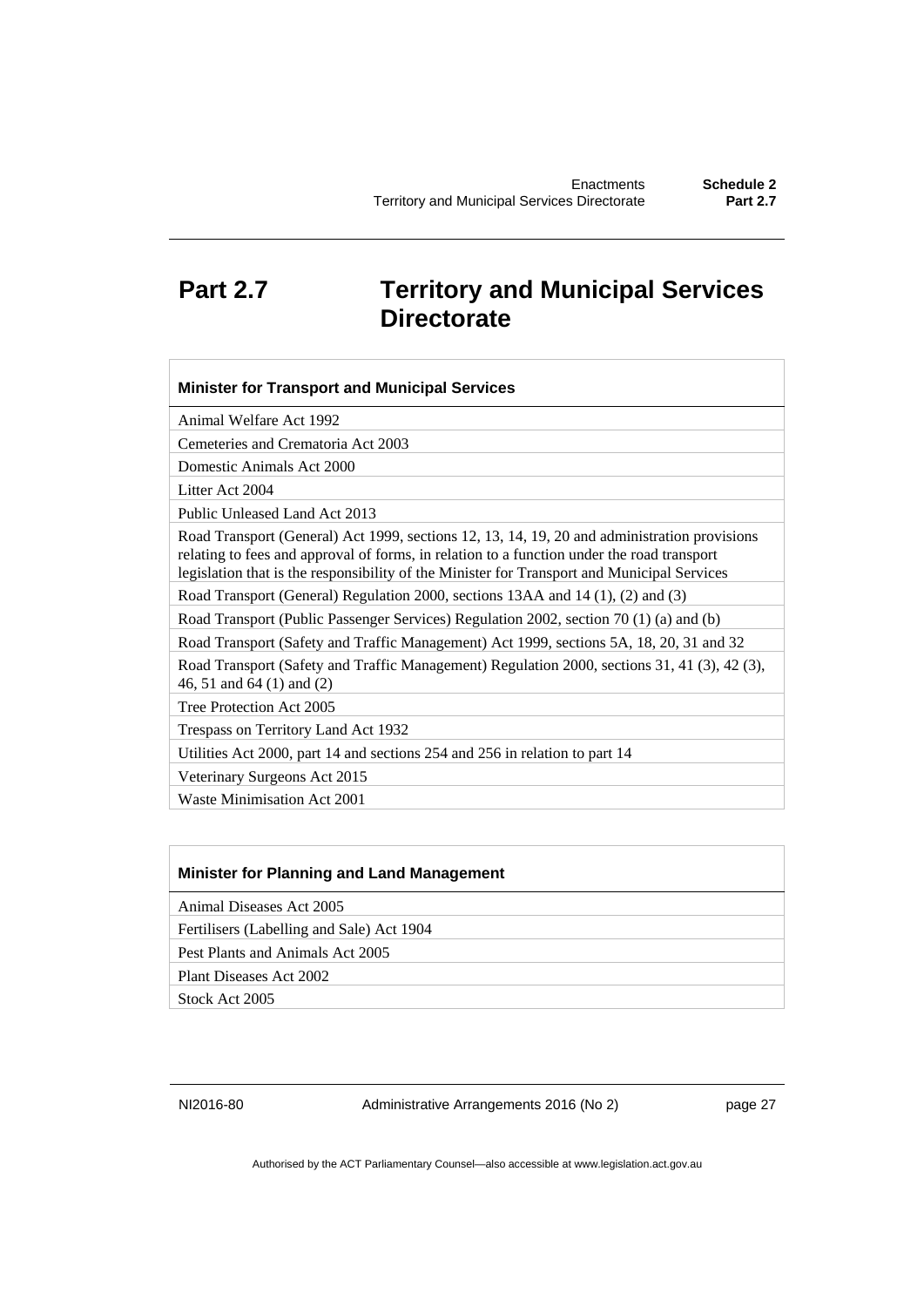# Part 2.7 Territory and Municipal Services Directorate

| Minister for Transport and Municipal Services |
| --- |
| Animal Welfare Act 1992 |
| Cemeteries and Crematoria Act 2003 |
| Domestic Animals Act 2000 |
| Litter Act 2004 |
| Public Unleased Land Act 2013 |
| Road Transport (General) Act 1999, sections 12, 13, 14, 19, 20 and administration provisions relating to fees and approval of forms, in relation to a function under the road transport legislation that is the responsibility of the Minister for Transport and Municipal Services |
| Road Transport (General) Regulation 2000, sections 13AA and 14 (1), (2) and (3) |
| Road Transport (Public Passenger Services) Regulation 2002, section 70 (1) (a) and (b) |
| Road Transport (Safety and Traffic Management) Act 1999, sections 5A, 18, 20, 31 and 32 |
| Road Transport (Safety and Traffic Management) Regulation 2000, sections 31, 41 (3), 42 (3), 46, 51 and 64 (1) and (2) |
| Tree Protection Act 2005 |
| Trespass on Territory Land Act 1932 |
| Utilities Act 2000, part 14 and sections 254 and 256 in relation to part 14 |
| Veterinary Surgeons Act 2015 |
| Waste Minimisation Act 2001 |

| Minister for Planning and Land Management |
| --- |
| Animal Diseases Act 2005 |
| Fertilisers (Labelling and Sale) Act 1904 |
| Pest Plants and Animals Act 2005 |
| Plant Diseases Act 2002 |
| Stock Act 2005 |